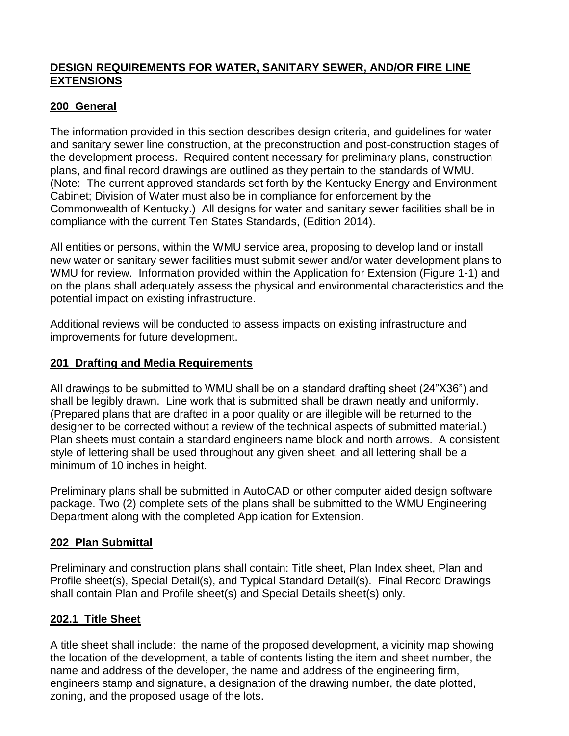# DESIGN REQUIREMENTS FOR WATER, SANITARY SEWER, AND/OR FIRE LINE EXTENSIONS

## 200 General

The information provided in this section describes design criteria, and guidelines for water and sanitary sewer line construction, at the preconstruction and post-construction stages of the development process. Required content necessary for preliminary plans, construction plans, and final record drawings are outlined as they pertain to the standards of WMU. (Note: The current approved standards set forth by the Kentucky Energy and Environment Cabinet; Division of Water must also be in compliance for enforcement by the Commonwealth of Kentucky.) All designs for water and sanitary sewer facilities shall be in compliance with the current Ten States Standards, (Edition 2014).

All entities or persons, within the WMU service area, proposing to develop land or install new water or sanitary sewer facilities must submit sewer and/or water development plans to WMU for review. Information provided within the Application for Extension (Figure 1-1) and on the plans shall adequately assess the physical and environmental characteristics and the potential impact on existing infrastructure.

Additional reviews will be conducted to assess impacts on existing infrastructure and improvements for future development.

## 201 Drafting and Media Requirements

All drawings to be submitted to WMU shall be on a standard drafting sheet (24"X36") and shall be legibly drawn. Line work that is submitted shall be drawn neatly and uniformly. (Prepared plans that are drafted in a poor quality or are illegible will be returned to the designer to be corrected without a review of the technical aspects of submitted material.) Plan sheets must contain a standard engineers name block and north arrows. A consistent style of lettering shall be used throughout any given sheet, and all lettering shall be a minimum of 10 inches in height.

Preliminary plans shall be submitted in AutoCAD or other computer aided design software package. Two (2) complete sets of the plans shall be submitted to the WMU Engineering Department along with the completed Application for Extension.

## 202 Plan Submittal

Preliminary and construction plans shall contain: Title sheet, Plan Index sheet, Plan and Profile sheet(s), Special Detail(s), and Typical Standard Detail(s). Final Record Drawings shall contain Plan and Profile sheet(s) and Special Details sheet(s) only.

### 202.1 Title Sheet

A title sheet shall include: the name of the proposed development, a vicinity map showing the location of the development, a table of contents listing the item and sheet number, the name and address of the developer, the name and address of the engineering firm, engineers stamp and signature, a designation of the drawing number, the date plotted, zoning, and the proposed usage of the lots.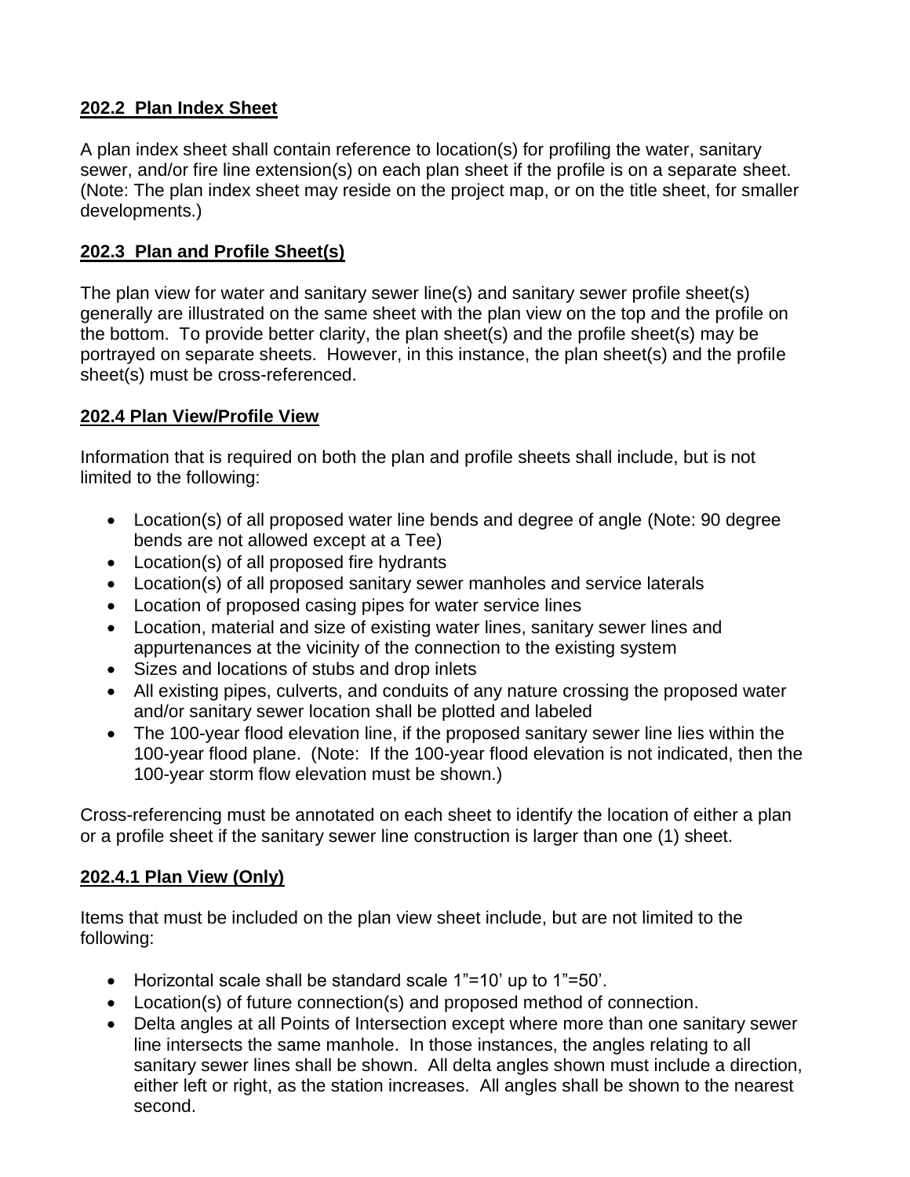## 202.2 Plan Index Sheet

A plan index sheet shall contain reference to location(s) for profiling the water, sanitary sewer, and/or fire line extension(s) on each plan sheet if the profile is on a separate sheet. (Note: The plan index sheet may reside on the project map, or on the title sheet, for smaller developments.)

## 202.3 Plan and Profile Sheet(s)

The plan view for water and sanitary sewer line(s) and sanitary sewer profile sheet(s) generally are illustrated on the same sheet with the plan view on the top and the profile on the bottom. To provide better clarity, the plan sheet(s) and the profile sheet(s) may be portrayed on separate sheets. However, in this instance, the plan sheet(s) and the profile sheet(s) must be cross-referenced.

## 202.4 Plan View/Profile View

Information that is required on both the plan and profile sheets shall include, but is not limited to the following:

- Location(s) of all proposed water line bends and degree of angle (Note: 90 degree bends are not allowed except at a Tee)
- Location(s) of all proposed fire hydrants
- Location(s) of all proposed sanitary sewer manholes and service laterals
- Location of proposed casing pipes for water service lines
- Location, material and size of existing water lines, sanitary sewer lines and appurtenances at the vicinity of the connection to the existing system
- Sizes and locations of stubs and drop inlets
- All existing pipes, culverts, and conduits of any nature crossing the proposed water and/or sanitary sewer location shall be plotted and labeled
- The 100-year flood elevation line, if the proposed sanitary sewer line lies within the 100-year flood plane. (Note: If the 100-year flood elevation is not indicated, then the 100-year storm flow elevation must be shown.)

Cross-referencing must be annotated on each sheet to identify the location of either a plan or a profile sheet if the sanitary sewer line construction is larger than one (1) sheet.

### 202.4.1 Plan View (Only)

Items that must be included on the plan view sheet include, but are not limited to the following:

- Horizontal scale shall be standard scale 1"=10' up to 1"=50'.
- Location(s) of future connection(s) and proposed method of connection.
- Delta angles at all Points of Intersection except where more than one sanitary sewer line intersects the same manhole. In those instances, the angles relating to all sanitary sewer lines shall be shown. All delta angles shown must include a direction, either left or right, as the station increases. All angles shall be shown to the nearest second.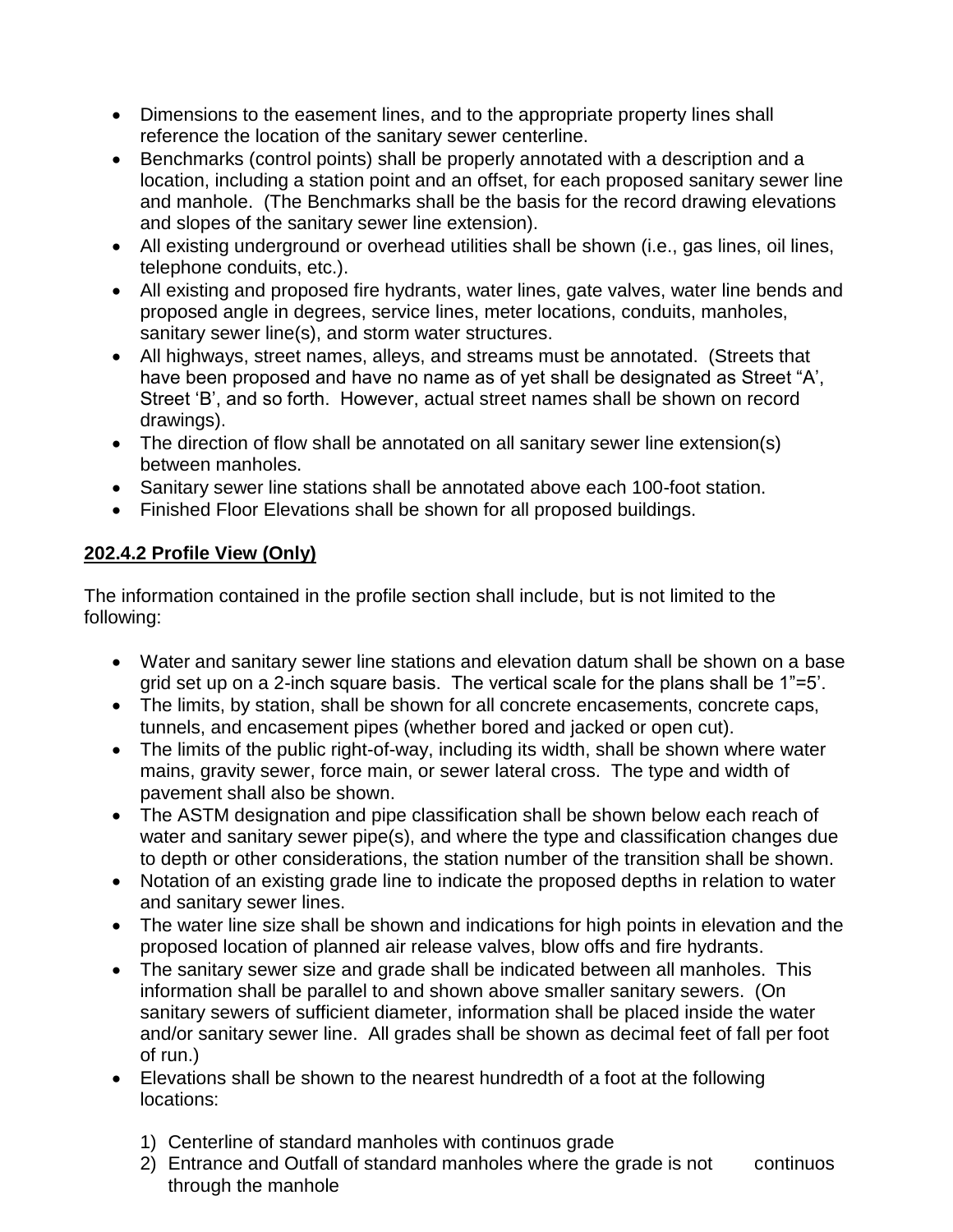- Dimensions to the easement lines, and to the appropriate property lines shall reference the location of the sanitary sewer centerline.
- Benchmarks (control points) shall be properly annotated with a description and a location, including a station point and an offset, for each proposed sanitary sewer line and manhole. (The Benchmarks shall be the basis for the record drawing elevations and slopes of the sanitary sewer line extension).
- All existing underground or overhead utilities shall be shown (i.e., gas lines, oil lines, telephone conduits, etc.).
- All existing and proposed fire hydrants, water lines, gate valves, water line bends and proposed angle in degrees, service lines, meter locations, conduits, manholes, sanitary sewer line(s), and storm water structures.
- All highways, street names, alleys, and streams must be annotated. (Streets that have been proposed and have no name as of yet shall be designated as Street "A', Street 'B', and so forth. However, actual street names shall be shown on record drawings).
- The direction of flow shall be annotated on all sanitary sewer line extension(s) between manholes.
- Sanitary sewer line stations shall be annotated above each 100-foot station.
- Finished Floor Elevations shall be shown for all proposed buildings.

**202.4.2 Profile View (Only)**

The information contained in the profile section shall include, but is not limited to the following:

- Water and sanitary sewer line stations and elevation datum shall be shown on a base grid set up on a 2-inch square basis. The vertical scale for the plans shall be 1"=5'.
- The limits, by station, shall be shown for all concrete encasements, concrete caps, tunnels, and encasement pipes (whether bored and jacked or open cut).
- The limits of the public right-of-way, including its width, shall be shown where water mains, gravity sewer, force main, or sewer lateral cross. The type and width of pavement shall also be shown.
- The ASTM designation and pipe classification shall be shown below each reach of water and sanitary sewer pipe(s), and where the type and classification changes due to depth or other considerations, the station number of the transition shall be shown.
- Notation of an existing grade line to indicate the proposed depths in relation to water and sanitary sewer lines.
- The water line size shall be shown and indications for high points in elevation and the proposed location of planned air release valves, blow offs and fire hydrants.
- The sanitary sewer size and grade shall be indicated between all manholes. This information shall be parallel to and shown above smaller sanitary sewers. (On sanitary sewers of sufficient diameter, information shall be placed inside the water and/or sanitary sewer line. All grades shall be shown as decimal feet of fall per foot of run.)
- Elevations shall be shown to the nearest hundredth of a foot at the following locations:

  1) Centerline of standard manholes with continuos grade
  2) Entrance and Outfall of standard manholes where the grade is not continuos through the manhole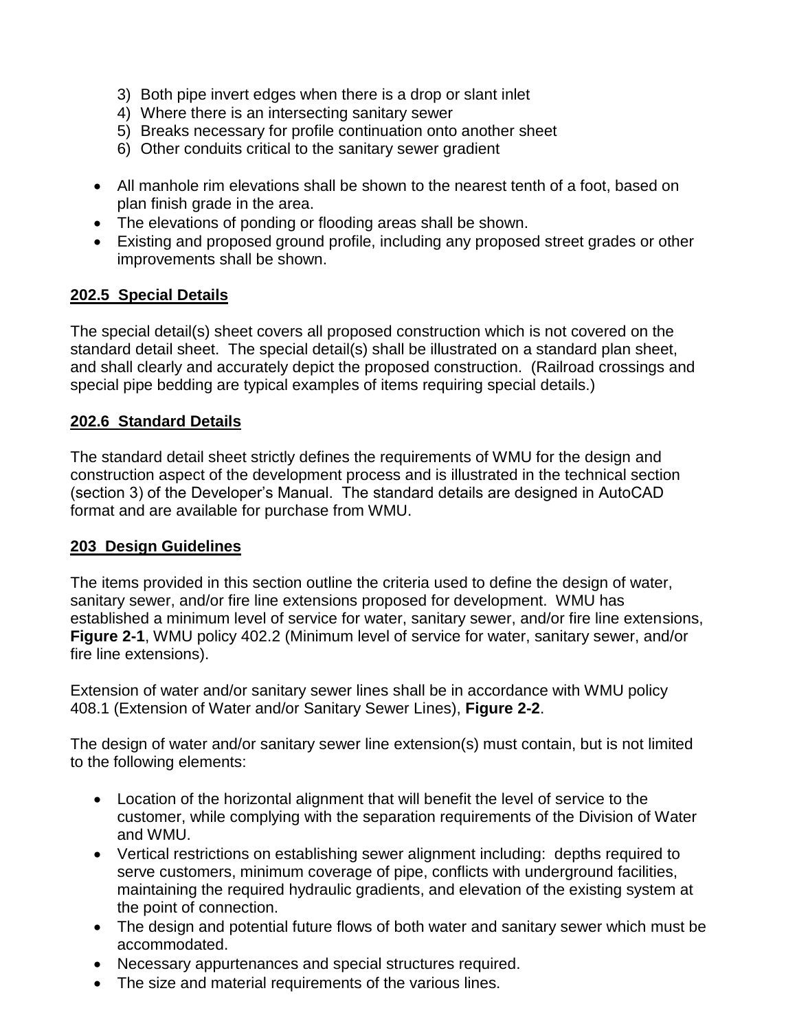3) Both pipe invert edges when there is a drop or slant inlet
4) Where there is an intersecting sanitary sewer
5) Breaks necessary for profile continuation onto another sheet
6) Other conduits critical to the sanitary sewer gradient

- All manhole rim elevations shall be shown to the nearest tenth of a foot, based on plan finish grade in the area.
- The elevations of ponding or flooding areas shall be shown.
- Existing and proposed ground profile, including any proposed street grades or other improvements shall be shown.

## 202.5 Special Details

The special detail(s) sheet covers all proposed construction which is not covered on the standard detail sheet. The special detail(s) shall be illustrated on a standard plan sheet, and shall clearly and accurately depict the proposed construction. (Railroad crossings and special pipe bedding are typical examples of items requiring special details.)

## 202.6 Standard Details

The standard detail sheet strictly defines the requirements of WMU for the design and construction aspect of the development process and is illustrated in the technical section (section 3) of the Developer's Manual. The standard details are designed in AutoCAD format and are available for purchase from WMU.

## 203 Design Guidelines

The items provided in this section outline the criteria used to define the design of water, sanitary sewer, and/or fire line extensions proposed for development. WMU has established a minimum level of service for water, sanitary sewer, and/or fire line extensions, **Figure 2-1**, WMU policy 402.2 (Minimum level of service for water, sanitary sewer, and/or fire line extensions).

Extension of water and/or sanitary sewer lines shall be in accordance with WMU policy 408.1 (Extension of Water and/or Sanitary Sewer Lines), **Figure 2-2**.

The design of water and/or sanitary sewer line extension(s) must contain, but is not limited to the following elements:

- Location of the horizontal alignment that will benefit the level of service to the customer, while complying with the separation requirements of the Division of Water and WMU.
- Vertical restrictions on establishing sewer alignment including: depths required to serve customers, minimum coverage of pipe, conflicts with underground facilities, maintaining the required hydraulic gradients, and elevation of the existing system at the point of connection.
- The design and potential future flows of both water and sanitary sewer which must be accommodated.
- Necessary appurtenances and special structures required.
- The size and material requirements of the various lines.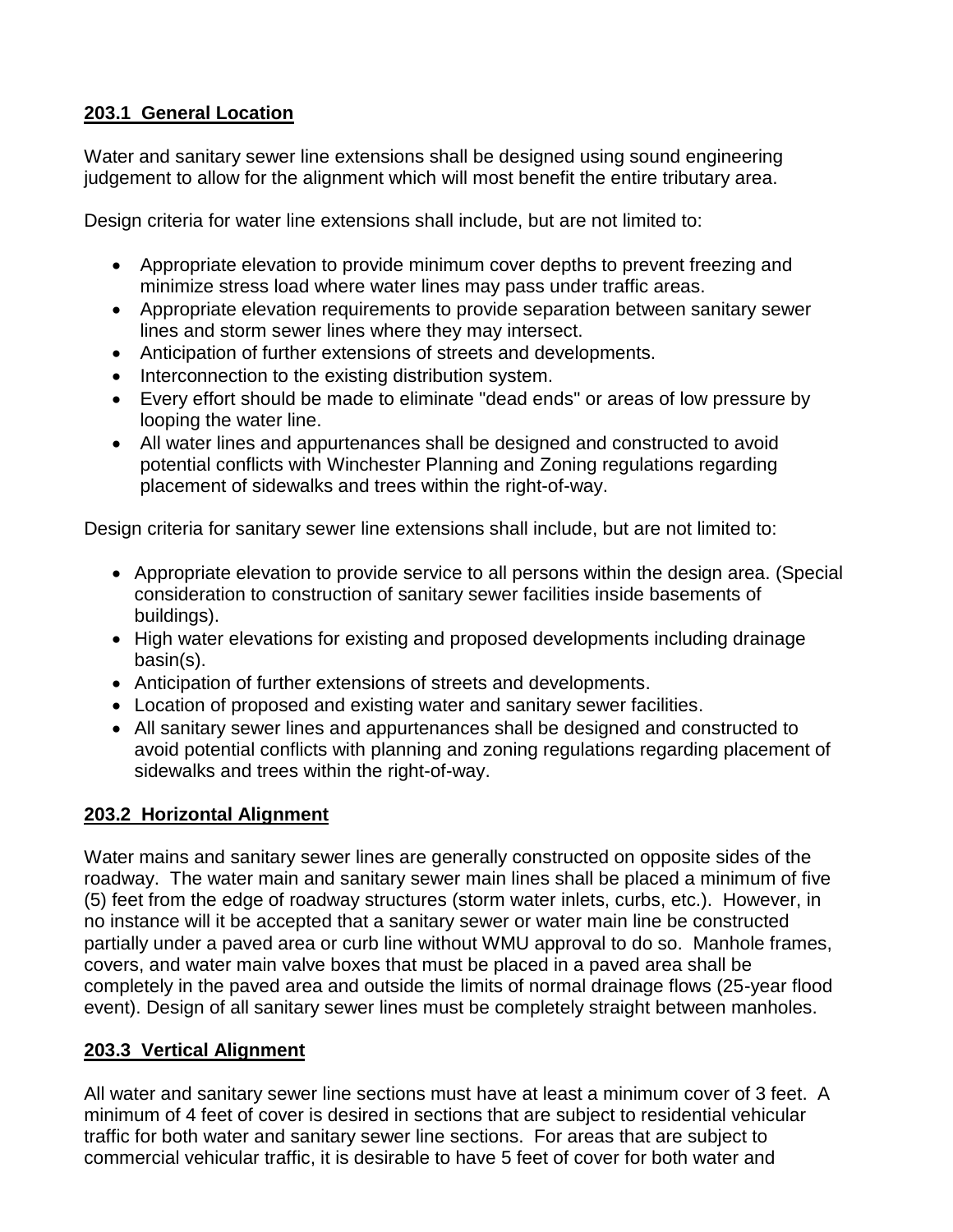### **203.1 General Location**

Water and sanitary sewer line extensions shall be designed using sound engineering judgement to allow for the alignment which will most benefit the entire tributary area.

Design criteria for water line extensions shall include, but are not limited to:

- Appropriate elevation to provide minimum cover depths to prevent freezing and minimize stress load where water lines may pass under traffic areas.
- Appropriate elevation requirements to provide separation between sanitary sewer lines and storm sewer lines where they may intersect.
- Anticipation of further extensions of streets and developments.
- Interconnection to the existing distribution system.
- Every effort should be made to eliminate "dead ends" or areas of low pressure by looping the water line.
- All water lines and appurtenances shall be designed and constructed to avoid potential conflicts with Winchester Planning and Zoning regulations regarding placement of sidewalks and trees within the right-of-way.

Design criteria for sanitary sewer line extensions shall include, but are not limited to:

- Appropriate elevation to provide service to all persons within the design area. (Special consideration to construction of sanitary sewer facilities inside basements of buildings).
- High water elevations for existing and proposed developments including drainage basin(s).
- Anticipation of further extensions of streets and developments.
- Location of proposed and existing water and sanitary sewer facilities.
- All sanitary sewer lines and appurtenances shall be designed and constructed to avoid potential conflicts with planning and zoning regulations regarding placement of sidewalks and trees within the right-of-way.

### **203.2 Horizontal Alignment**

Water mains and sanitary sewer lines are generally constructed on opposite sides of the roadway. The water main and sanitary sewer main lines shall be placed a minimum of five (5) feet from the edge of roadway structures (storm water inlets, curbs, etc.). However, in no instance will it be accepted that a sanitary sewer or water main line be constructed partially under a paved area or curb line without WMU approval to do so. Manhole frames, covers, and water main valve boxes that must be placed in a paved area shall be completely in the paved area and outside the limits of normal drainage flows (25-year flood event). Design of all sanitary sewer lines must be completely straight between manholes.

### **203.3 Vertical Alignment**

All water and sanitary sewer line sections must have at least a minimum cover of 3 feet. A minimum of 4 feet of cover is desired in sections that are subject to residential vehicular traffic for both water and sanitary sewer line sections. For areas that are subject to commercial vehicular traffic, it is desirable to have 5 feet of cover for both water and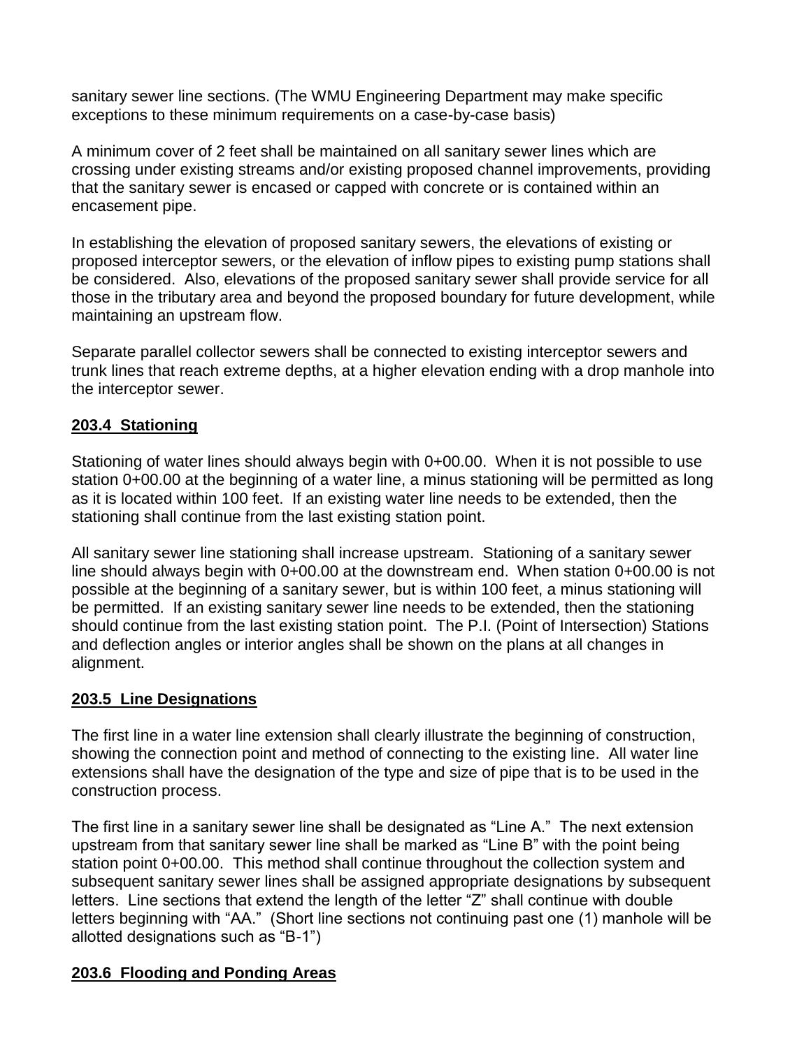sanitary sewer line sections. (The WMU Engineering Department may make specific exceptions to these minimum requirements on a case-by-case basis)

A minimum cover of 2 feet shall be maintained on all sanitary sewer lines which are crossing under existing streams and/or existing proposed channel improvements, providing that the sanitary sewer is encased or capped with concrete or is contained within an encasement pipe.

In establishing the elevation of proposed sanitary sewers, the elevations of existing or proposed interceptor sewers, or the elevation of inflow pipes to existing pump stations shall be considered. Also, elevations of the proposed sanitary sewer shall provide service for all those in the tributary area and beyond the proposed boundary for future development, while maintaining an upstream flow.

Separate parallel collector sewers shall be connected to existing interceptor sewers and trunk lines that reach extreme depths, at a higher elevation ending with a drop manhole into the interceptor sewer.

## 203.4 Stationing

Stationing of water lines should always begin with 0+00.00. When it is not possible to use station 0+00.00 at the beginning of a water line, a minus stationing will be permitted as long as it is located within 100 feet. If an existing water line needs to be extended, then the stationing shall continue from the last existing station point.

All sanitary sewer line stationing shall increase upstream. Stationing of a sanitary sewer line should always begin with 0+00.00 at the downstream end. When station 0+00.00 is not possible at the beginning of a sanitary sewer, but is within 100 feet, a minus stationing will be permitted. If an existing sanitary sewer line needs to be extended, then the stationing should continue from the last existing station point. The P.I. (Point of Intersection) Stations and deflection angles or interior angles shall be shown on the plans at all changes in alignment.

## 203.5 Line Designations

The first line in a water line extension shall clearly illustrate the beginning of construction, showing the connection point and method of connecting to the existing line. All water line extensions shall have the designation of the type and size of pipe that is to be used in the construction process.

The first line in a sanitary sewer line shall be designated as "Line A." The next extension upstream from that sanitary sewer line shall be marked as "Line B" with the point being station point 0+00.00. This method shall continue throughout the collection system and subsequent sanitary sewer lines shall be assigned appropriate designations by subsequent letters. Line sections that extend the length of the letter "Z" shall continue with double letters beginning with "AA." (Short line sections not continuing past one (1) manhole will be allotted designations such as "B-1")

## 203.6 Flooding and Ponding Areas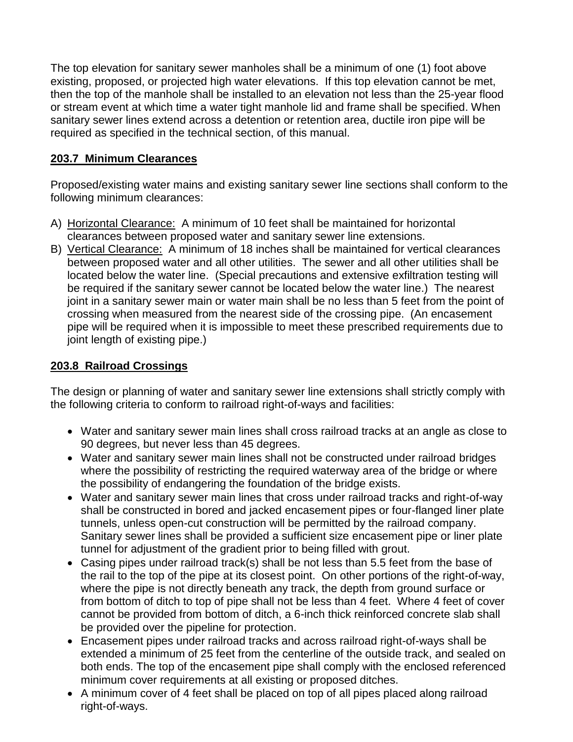The top elevation for sanitary sewer manholes shall be a minimum of one (1) foot above existing, proposed, or projected high water elevations. If this top elevation cannot be met, then the top of the manhole shall be installed to an elevation not less than the 25-year flood or stream event at which time a water tight manhole lid and frame shall be specified. When sanitary sewer lines extend across a detention or retention area, ductile iron pipe will be required as specified in the technical section, of this manual.

## 203.7 Minimum Clearances

Proposed/existing water mains and existing sanitary sewer line sections shall conform to the following minimum clearances:

A) Horizontal Clearance: A minimum of 10 feet shall be maintained for horizontal clearances between proposed water and sanitary sewer line extensions.
B) Vertical Clearance: A minimum of 18 inches shall be maintained for vertical clearances between proposed water and all other utilities. The sewer and all other utilities shall be located below the water line. (Special precautions and extensive exfiltration testing will be required if the sanitary sewer cannot be located below the water line.) The nearest joint in a sanitary sewer main or water main shall be no less than 5 feet from the point of crossing when measured from the nearest side of the crossing pipe. (An encasement pipe will be required when it is impossible to meet these prescribed requirements due to joint length of existing pipe.)

## 203.8 Railroad Crossings

The design or planning of water and sanitary sewer line extensions shall strictly comply with the following criteria to conform to railroad right-of-ways and facilities:

- Water and sanitary sewer main lines shall cross railroad tracks at an angle as close to 90 degrees, but never less than 45 degrees.
- Water and sanitary sewer main lines shall not be constructed under railroad bridges where the possibility of restricting the required waterway area of the bridge or where the possibility of endangering the foundation of the bridge exists.
- Water and sanitary sewer main lines that cross under railroad tracks and right-of-way shall be constructed in bored and jacked encasement pipes or four-flanged liner plate tunnels, unless open-cut construction will be permitted by the railroad company. Sanitary sewer lines shall be provided a sufficient size encasement pipe or liner plate tunnel for adjustment of the gradient prior to being filled with grout.
- Casing pipes under railroad track(s) shall be not less than 5.5 feet from the base of the rail to the top of the pipe at its closest point. On other portions of the right-of-way, where the pipe is not directly beneath any track, the depth from ground surface or from bottom of ditch to top of pipe shall not be less than 4 feet. Where 4 feet of cover cannot be provided from bottom of ditch, a 6-inch thick reinforced concrete slab shall be provided over the pipeline for protection.
- Encasement pipes under railroad tracks and across railroad right-of-ways shall be extended a minimum of 25 feet from the centerline of the outside track, and sealed on both ends. The top of the encasement pipe shall comply with the enclosed referenced minimum cover requirements at all existing or proposed ditches.
- A minimum cover of 4 feet shall be placed on top of all pipes placed along railroad right-of-ways.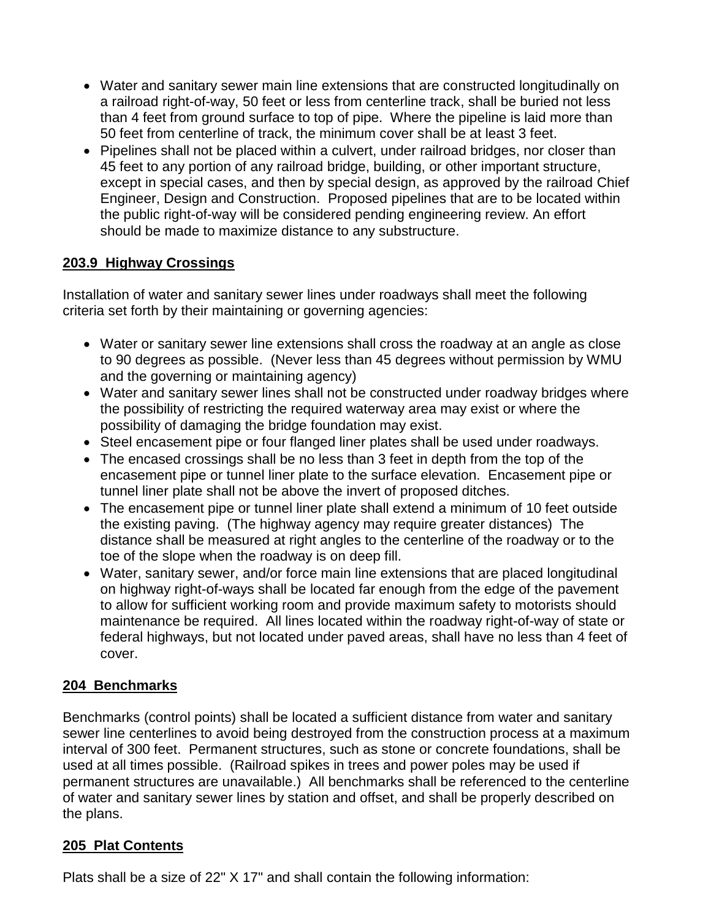- Water and sanitary sewer main line extensions that are constructed longitudinally on a railroad right-of-way, 50 feet or less from centerline track, shall be buried not less than 4 feet from ground surface to top of pipe. Where the pipeline is laid more than 50 feet from centerline of track, the minimum cover shall be at least 3 feet.
- Pipelines shall not be placed within a culvert, under railroad bridges, nor closer than 45 feet to any portion of any railroad bridge, building, or other important structure, except in special cases, and then by special design, as approved by the railroad Chief Engineer, Design and Construction. Proposed pipelines that are to be located within the public right-of-way will be considered pending engineering review. An effort should be made to maximize distance to any substructure.

## 203.9 Highway Crossings

Installation of water and sanitary sewer lines under roadways shall meet the following criteria set forth by their maintaining or governing agencies:

- Water or sanitary sewer line extensions shall cross the roadway at an angle as close to 90 degrees as possible. (Never less than 45 degrees without permission by WMU and the governing or maintaining agency)
- Water and sanitary sewer lines shall not be constructed under roadway bridges where the possibility of restricting the required waterway area may exist or where the possibility of damaging the bridge foundation may exist.
- Steel encasement pipe or four flanged liner plates shall be used under roadways.
- The encased crossings shall be no less than 3 feet in depth from the top of the encasement pipe or tunnel liner plate to the surface elevation. Encasement pipe or tunnel liner plate shall not be above the invert of proposed ditches.
- The encasement pipe or tunnel liner plate shall extend a minimum of 10 feet outside the existing paving. (The highway agency may require greater distances) The distance shall be measured at right angles to the centerline of the roadway or to the toe of the slope when the roadway is on deep fill.
- Water, sanitary sewer, and/or force main line extensions that are placed longitudinal on highway right-of-ways shall be located far enough from the edge of the pavement to allow for sufficient working room and provide maximum safety to motorists should maintenance be required. All lines located within the roadway right-of-way of state or federal highways, but not located under paved areas, shall have no less than 4 feet of cover.

## 204 Benchmarks

Benchmarks (control points) shall be located a sufficient distance from water and sanitary sewer line centerlines to avoid being destroyed from the construction process at a maximum interval of 300 feet. Permanent structures, such as stone or concrete foundations, shall be used at all times possible. (Railroad spikes in trees and power poles may be used if permanent structures are unavailable.) All benchmarks shall be referenced to the centerline of water and sanitary sewer lines by station and offset, and shall be properly described on the plans.

## 205 Plat Contents

Plats shall be a size of 22" X 17" and shall contain the following information: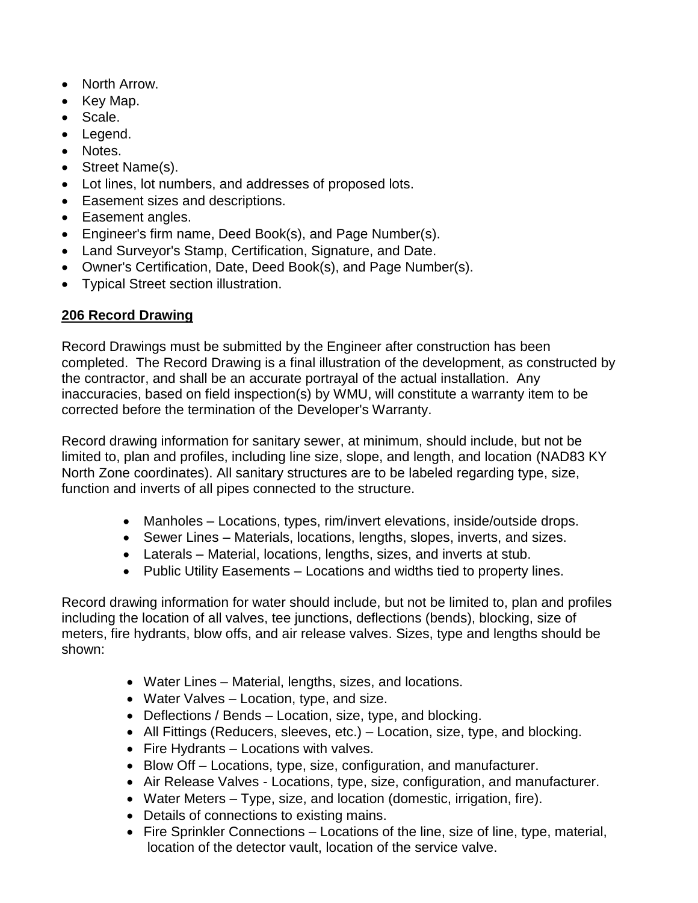- North Arrow.
- Key Map.
- Scale.
- Legend.
- Notes.
- Street Name(s).
- Lot lines, lot numbers, and addresses of proposed lots.
- Easement sizes and descriptions.
- Easement angles.
- Engineer's firm name, Deed Book(s), and Page Number(s).
- Land Surveyor's Stamp, Certification, Signature, and Date.
- Owner's Certification, Date, Deed Book(s), and Page Number(s).
- Typical Street section illustration.

## 206 Record Drawing

Record Drawings must be submitted by the Engineer after construction has been completed. The Record Drawing is a final illustration of the development, as constructed by the contractor, and shall be an accurate portrayal of the actual installation. Any inaccuracies, based on field inspection(s) by WMU, will constitute a warranty item to be corrected before the termination of the Developer's Warranty.

Record drawing information for sanitary sewer, at minimum, should include, but not be limited to, plan and profiles, including line size, slope, and length, and location (NAD83 KY North Zone coordinates). All sanitary structures are to be labeled regarding type, size, function and inverts of all pipes connected to the structure.

- Manholes – Locations, types, rim/invert elevations, inside/outside drops.
- Sewer Lines – Materials, locations, lengths, slopes, inverts, and sizes.
- Laterals – Material, locations, lengths, sizes, and inverts at stub.
- Public Utility Easements – Locations and widths tied to property lines.

Record drawing information for water should include, but not be limited to, plan and profiles including the location of all valves, tee junctions, deflections (bends), blocking, size of meters, fire hydrants, blow offs, and air release valves. Sizes, type and lengths should be shown:

- Water Lines – Material, lengths, sizes, and locations.
- Water Valves – Location, type, and size.
- Deflections / Bends – Location, size, type, and blocking.
- All Fittings (Reducers, sleeves, etc.) – Location, size, type, and blocking.
- Fire Hydrants – Locations with valves.
- Blow Off – Locations, type, size, configuration, and manufacturer.
- Air Release Valves - Locations, type, size, configuration, and manufacturer.
- Water Meters – Type, size, and location (domestic, irrigation, fire).
- Details of connections to existing mains.
- Fire Sprinkler Connections – Locations of the line, size of line, type, material, location of the detector vault, location of the service valve.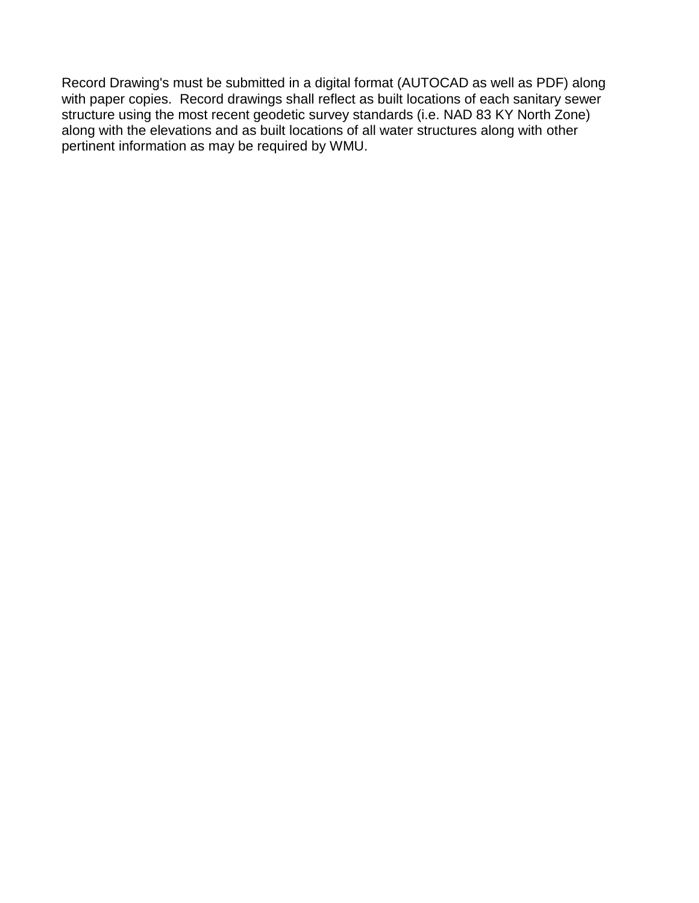Record Drawing's must be submitted in a digital format (AUTOCAD as well as PDF) along with paper copies. Record drawings shall reflect as built locations of each sanitary sewer structure using the most recent geodetic survey standards (i.e. NAD 83 KY North Zone) along with the elevations and as built locations of all water structures along with other pertinent information as may be required by WMU.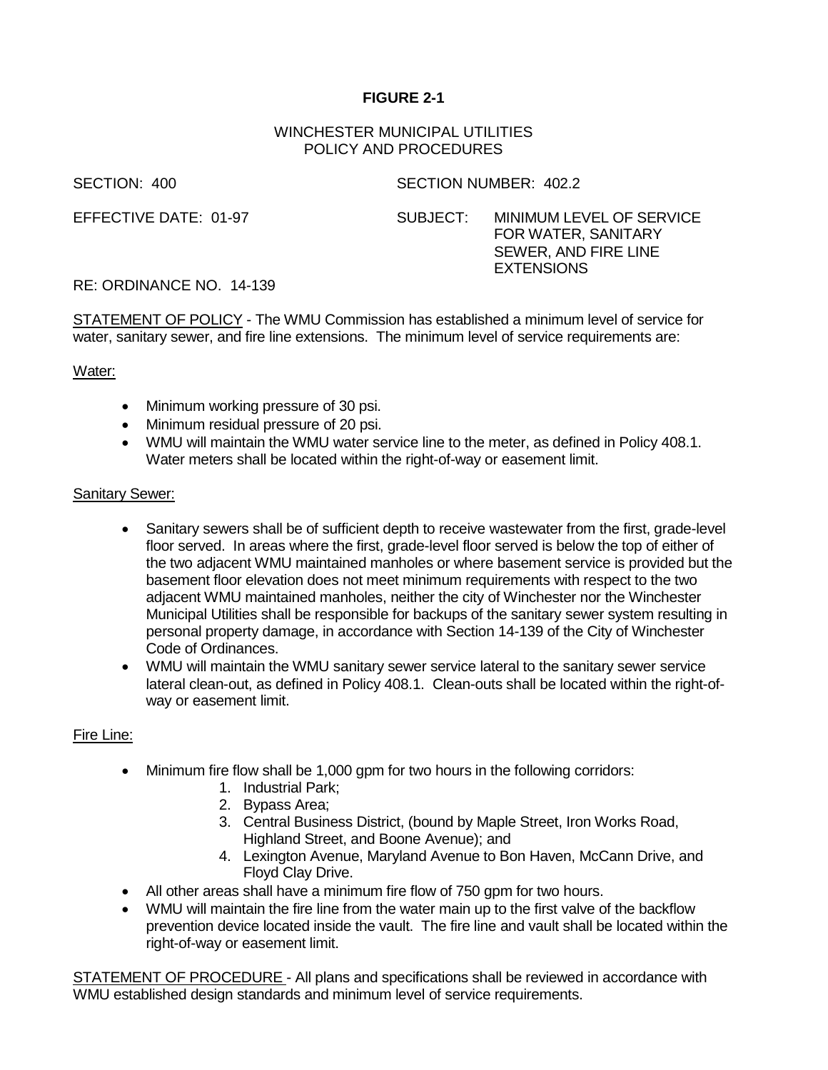**FIGURE 2-1**

WINCHESTER MUNICIPAL UTILITIES
POLICY AND PROCEDURES

SECTION: 400 SECTION NUMBER: 402.2

EFFECTIVE DATE: 01-97 SUBJECT: MINIMUM LEVEL OF SERVICE FOR WATER, SANITARY SEWER, AND FIRE LINE EXTENSIONS

RE: ORDINANCE NO. 14-139

STATEMENT OF POLICY - The WMU Commission has established a minimum level of service for water, sanitary sewer, and fire line extensions. The minimum level of service requirements are:

Water:

- Minimum working pressure of 30 psi.
- Minimum residual pressure of 20 psi.
- WMU will maintain the WMU water service line to the meter, as defined in Policy 408.1. Water meters shall be located within the right-of-way or easement limit.

Sanitary Sewer:

- Sanitary sewers shall be of sufficient depth to receive wastewater from the first, grade-level floor served. In areas where the first, grade-level floor served is below the top of either of the two adjacent WMU maintained manholes or where basement service is provided but the basement floor elevation does not meet minimum requirements with respect to the two adjacent WMU maintained manholes, neither the city of Winchester nor the Winchester Municipal Utilities shall be responsible for backups of the sanitary sewer system resulting in personal property damage, in accordance with Section 14-139 of the City of Winchester Code of Ordinances.
- WMU will maintain the WMU sanitary sewer service lateral to the sanitary sewer service lateral clean-out, as defined in Policy 408.1. Clean-outs shall be located within the right-of-way or easement limit.

Fire Line:

- Minimum fire flow shall be 1,000 gpm for two hours in the following corridors:
  1. Industrial Park;
  2. Bypass Area;
  3. Central Business District, (bound by Maple Street, Iron Works Road, Highland Street, and Boone Avenue); and
  4. Lexington Avenue, Maryland Avenue to Bon Haven, McCann Drive, and Floyd Clay Drive.
- All other areas shall have a minimum fire flow of 750 gpm for two hours.
- WMU will maintain the fire line from the water main up to the first valve of the backflow prevention device located inside the vault. The fire line and vault shall be located within the right-of-way or easement limit.

STATEMENT OF PROCEDURE - All plans and specifications shall be reviewed in accordance with WMU established design standards and minimum level of service requirements.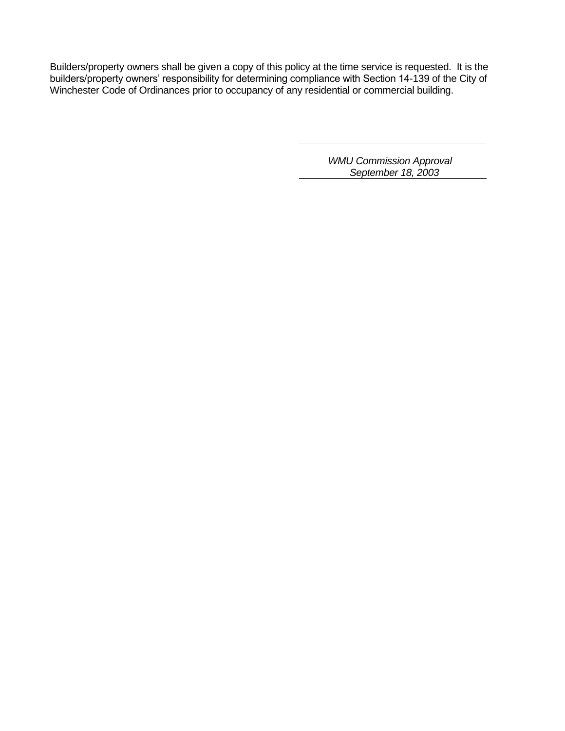Builders/property owners shall be given a copy of this policy at the time service is requested. It is the builders/property owners' responsibility for determining compliance with Section 14-139 of the City of Winchester Code of Ordinances prior to occupancy of any residential or commercial building.

*WMU Commission Approval*
*September 18, 2003*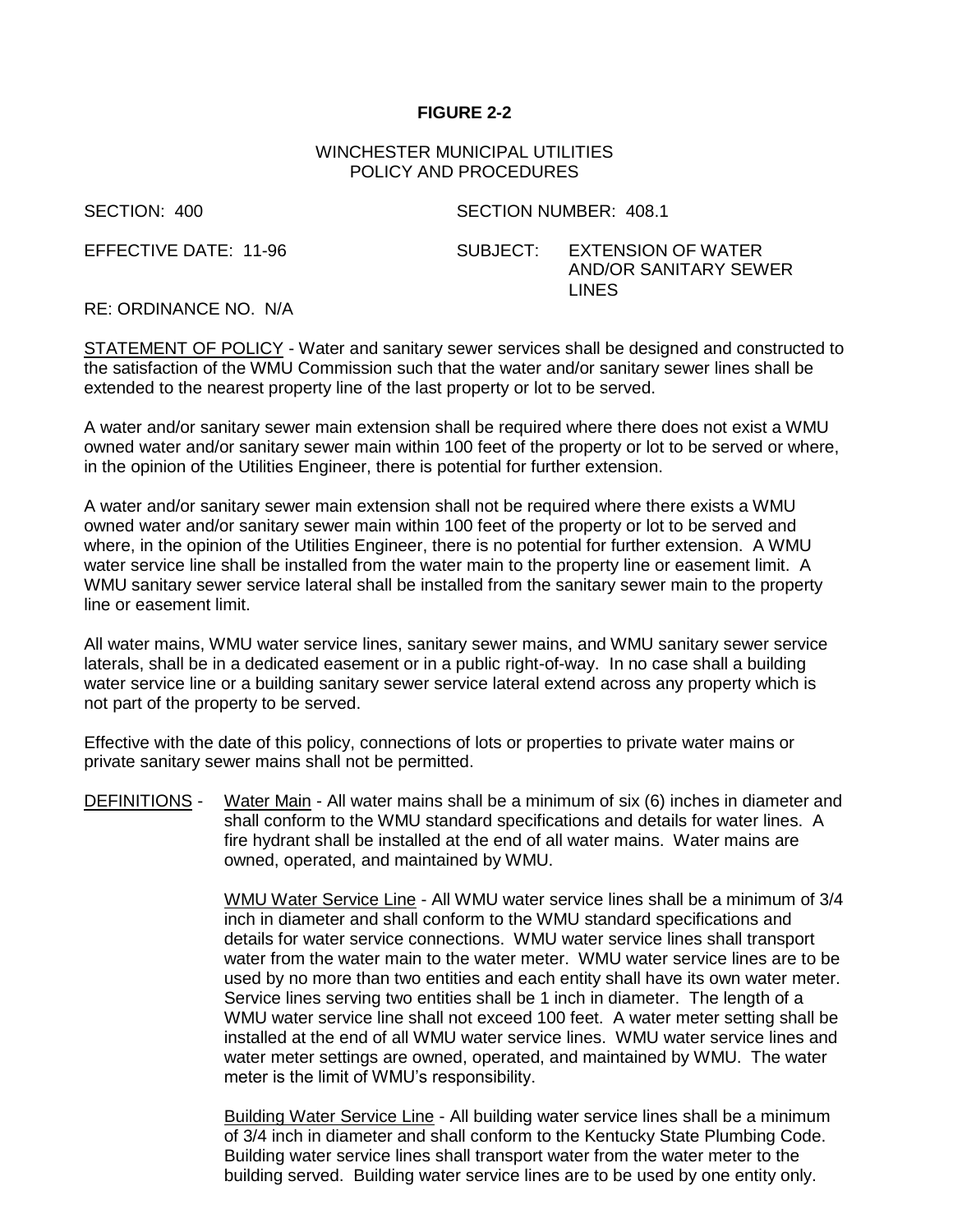**FIGURE 2-2**

WINCHESTER MUNICIPAL UTILITIES
POLICY AND PROCEDURES

SECTION: 400 SECTION NUMBER: 408.1

EFFECTIVE DATE: 11-96 SUBJECT: EXTENSION OF WATER AND/OR SANITARY SEWER LINES

RE: ORDINANCE NO. N/A

STATEMENT OF POLICY - Water and sanitary sewer services shall be designed and constructed to the satisfaction of the WMU Commission such that the water and/or sanitary sewer lines shall be extended to the nearest property line of the last property or lot to be served.

A water and/or sanitary sewer main extension shall be required where there does not exist a WMU owned water and/or sanitary sewer main within 100 feet of the property or lot to be served or where, in the opinion of the Utilities Engineer, there is potential for further extension.

A water and/or sanitary sewer main extension shall not be required where there exists a WMU owned water and/or sanitary sewer main within 100 feet of the property or lot to be served and where, in the opinion of the Utilities Engineer, there is no potential for further extension. A WMU water service line shall be installed from the water main to the property line or easement limit. A WMU sanitary sewer service lateral shall be installed from the sanitary sewer main to the property line or easement limit.

All water mains, WMU water service lines, sanitary sewer mains, and WMU sanitary sewer service laterals, shall be in a dedicated easement or in a public right-of-way. In no case shall a building water service line or a building sanitary sewer service lateral extend across any property which is not part of the property to be served.

Effective with the date of this policy, connections of lots or properties to private water mains or private sanitary sewer mains shall not be permitted.

DEFINITIONS - Water Main - All water mains shall be a minimum of six (6) inches in diameter and shall conform to the WMU standard specifications and details for water lines. A fire hydrant shall be installed at the end of all water mains. Water mains are owned, operated, and maintained by WMU.

WMU Water Service Line - All WMU water service lines shall be a minimum of 3/4 inch in diameter and shall conform to the WMU standard specifications and details for water service connections. WMU water service lines shall transport water from the water main to the water meter. WMU water service lines are to be used by no more than two entities and each entity shall have its own water meter. Service lines serving two entities shall be 1 inch in diameter. The length of a WMU water service line shall not exceed 100 feet. A water meter setting shall be installed at the end of all WMU water service lines. WMU water service lines and water meter settings are owned, operated, and maintained by WMU. The water meter is the limit of WMU's responsibility.

Building Water Service Line - All building water service lines shall be a minimum of 3/4 inch in diameter and shall conform to the Kentucky State Plumbing Code. Building water service lines shall transport water from the water meter to the building served. Building water service lines are to be used by one entity only.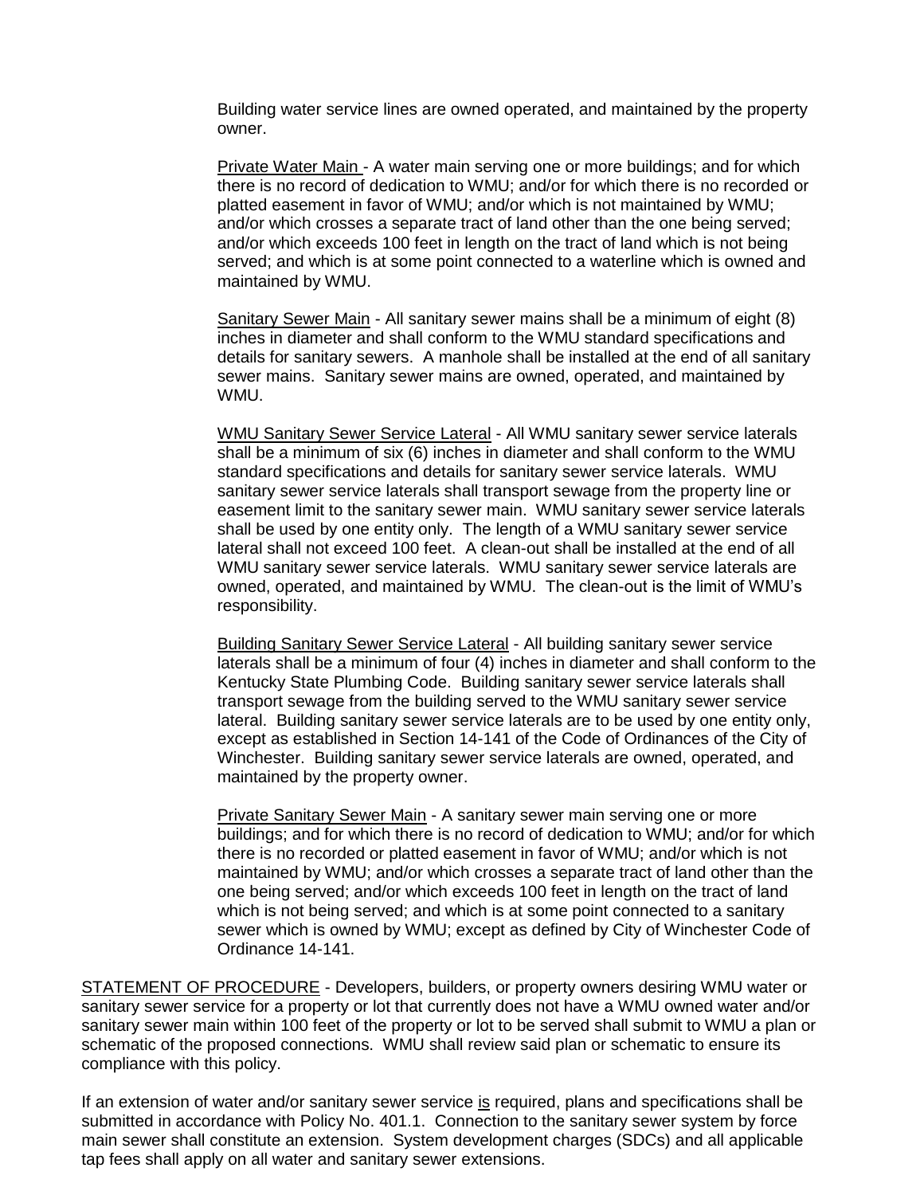Building water service lines are owned operated, and maintained by the property owner.

Private Water Main - A water main serving one or more buildings; and for which there is no record of dedication to WMU; and/or for which there is no recorded or platted easement in favor of WMU; and/or which is not maintained by WMU; and/or which crosses a separate tract of land other than the one being served; and/or which exceeds 100 feet in length on the tract of land which is not being served; and which is at some point connected to a waterline which is owned and maintained by WMU.

Sanitary Sewer Main - All sanitary sewer mains shall be a minimum of eight (8) inches in diameter and shall conform to the WMU standard specifications and details for sanitary sewers. A manhole shall be installed at the end of all sanitary sewer mains. Sanitary sewer mains are owned, operated, and maintained by WMU.

WMU Sanitary Sewer Service Lateral - All WMU sanitary sewer service laterals shall be a minimum of six (6) inches in diameter and shall conform to the WMU standard specifications and details for sanitary sewer service laterals. WMU sanitary sewer service laterals shall transport sewage from the property line or easement limit to the sanitary sewer main. WMU sanitary sewer service laterals shall be used by one entity only. The length of a WMU sanitary sewer service lateral shall not exceed 100 feet. A clean-out shall be installed at the end of all WMU sanitary sewer service laterals. WMU sanitary sewer service laterals are owned, operated, and maintained by WMU. The clean-out is the limit of WMU's responsibility.

Building Sanitary Sewer Service Lateral - All building sanitary sewer service laterals shall be a minimum of four (4) inches in diameter and shall conform to the Kentucky State Plumbing Code. Building sanitary sewer service laterals shall transport sewage from the building served to the WMU sanitary sewer service lateral. Building sanitary sewer service laterals are to be used by one entity only, except as established in Section 14-141 of the Code of Ordinances of the City of Winchester. Building sanitary sewer service laterals are owned, operated, and maintained by the property owner.

Private Sanitary Sewer Main - A sanitary sewer main serving one or more buildings; and for which there is no record of dedication to WMU; and/or for which there is no recorded or platted easement in favor of WMU; and/or which is not maintained by WMU; and/or which crosses a separate tract of land other than the one being served; and/or which exceeds 100 feet in length on the tract of land which is not being served; and which is at some point connected to a sanitary sewer which is owned by WMU; except as defined by City of Winchester Code of Ordinance 14-141.

STATEMENT OF PROCEDURE - Developers, builders, or property owners desiring WMU water or sanitary sewer service for a property or lot that currently does not have a WMU owned water and/or sanitary sewer main within 100 feet of the property or lot to be served shall submit to WMU a plan or schematic of the proposed connections. WMU shall review said plan or schematic to ensure its compliance with this policy.

If an extension of water and/or sanitary sewer service is required, plans and specifications shall be submitted in accordance with Policy No. 401.1. Connection to the sanitary sewer system by force main sewer shall constitute an extension. System development charges (SDCs) and all applicable tap fees shall apply on all water and sanitary sewer extensions.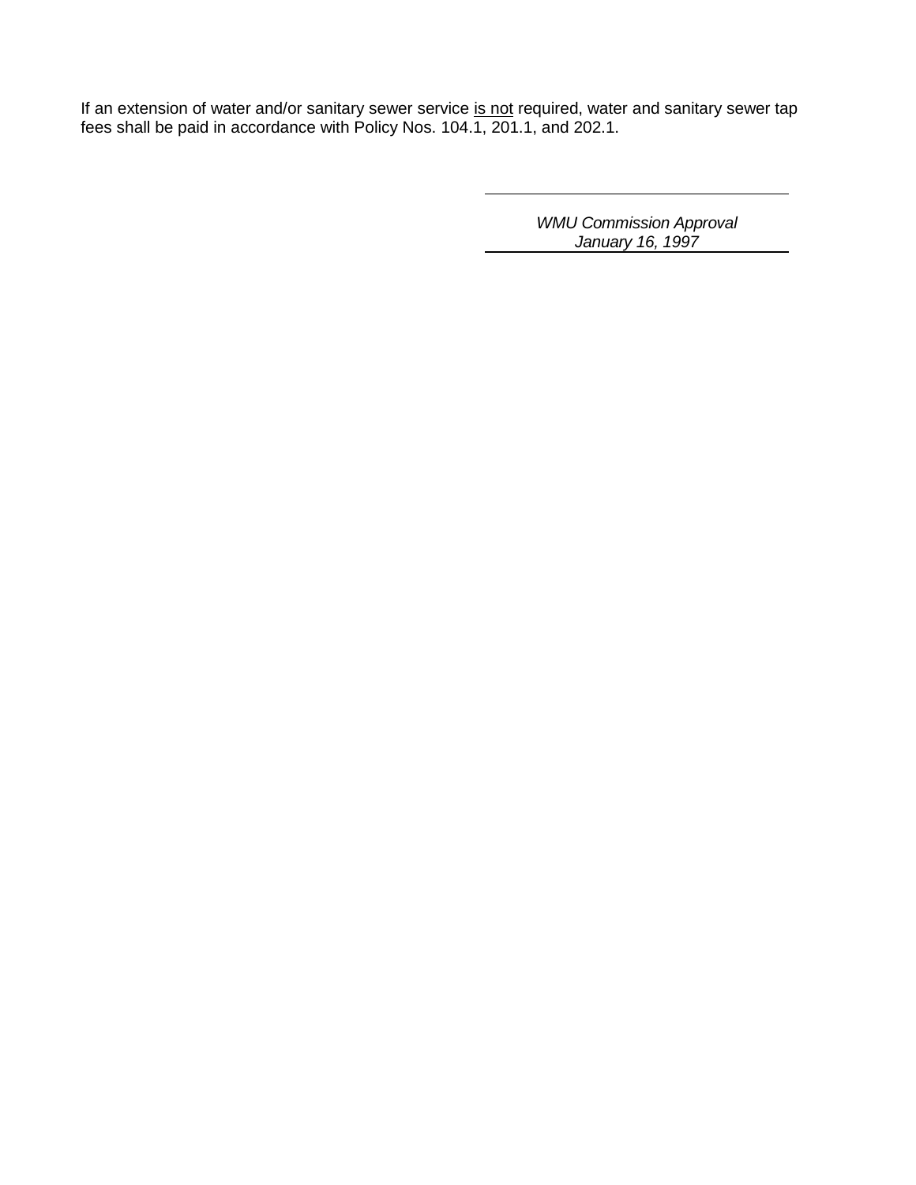If an extension of water and/or sanitary sewer service <u>is not</u> required, water and sanitary sewer tap fees shall be paid in accordance with Policy Nos. 104.1, 201.1, and 202.1.

*WMU Commission Approval*
*January 16, 1997*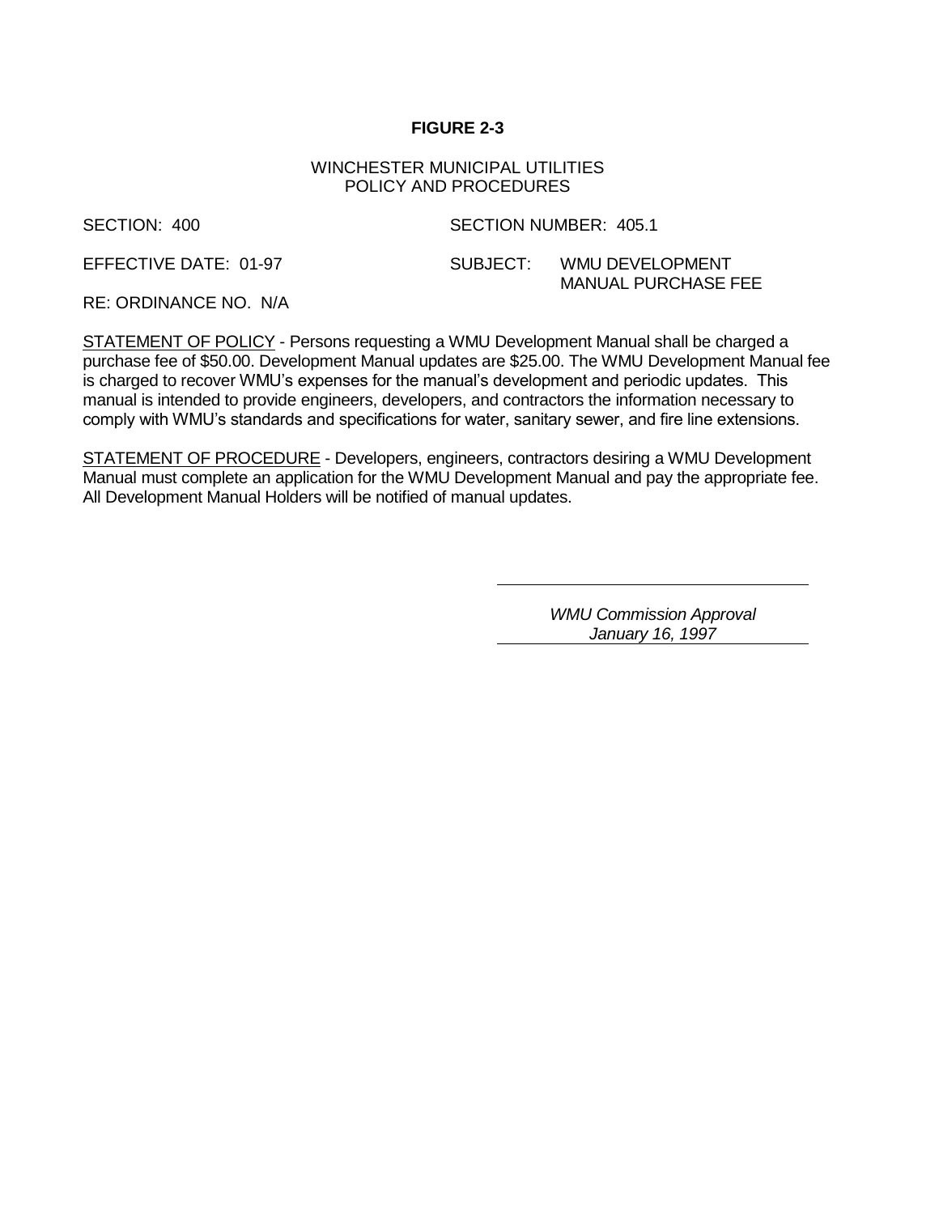**FIGURE 2-3**

WINCHESTER MUNICIPAL UTILITIES
POLICY AND PROCEDURES

SECTION: 400 SECTION NUMBER: 405.1

EFFECTIVE DATE: 01-97 SUBJECT: WMU DEVELOPMENT MANUAL PURCHASE FEE

RE: ORDINANCE NO. N/A

<u>STATEMENT OF POLICY</u> - Persons requesting a WMU Development Manual shall be charged a purchase fee of $50.00. Development Manual updates are $25.00. The WMU Development Manual fee is charged to recover WMU's expenses for the manual's development and periodic updates. This manual is intended to provide engineers, developers, and contractors the information necessary to comply with WMU's standards and specifications for water, sanitary sewer, and fire line extensions.

<u>STATEMENT OF PROCEDURE</u> - Developers, engineers, contractors desiring a WMU Development Manual must complete an application for the WMU Development Manual and pay the appropriate fee. All Development Manual Holders will be notified of manual updates.

*WMU Commission Approval*
*January 16, 1997*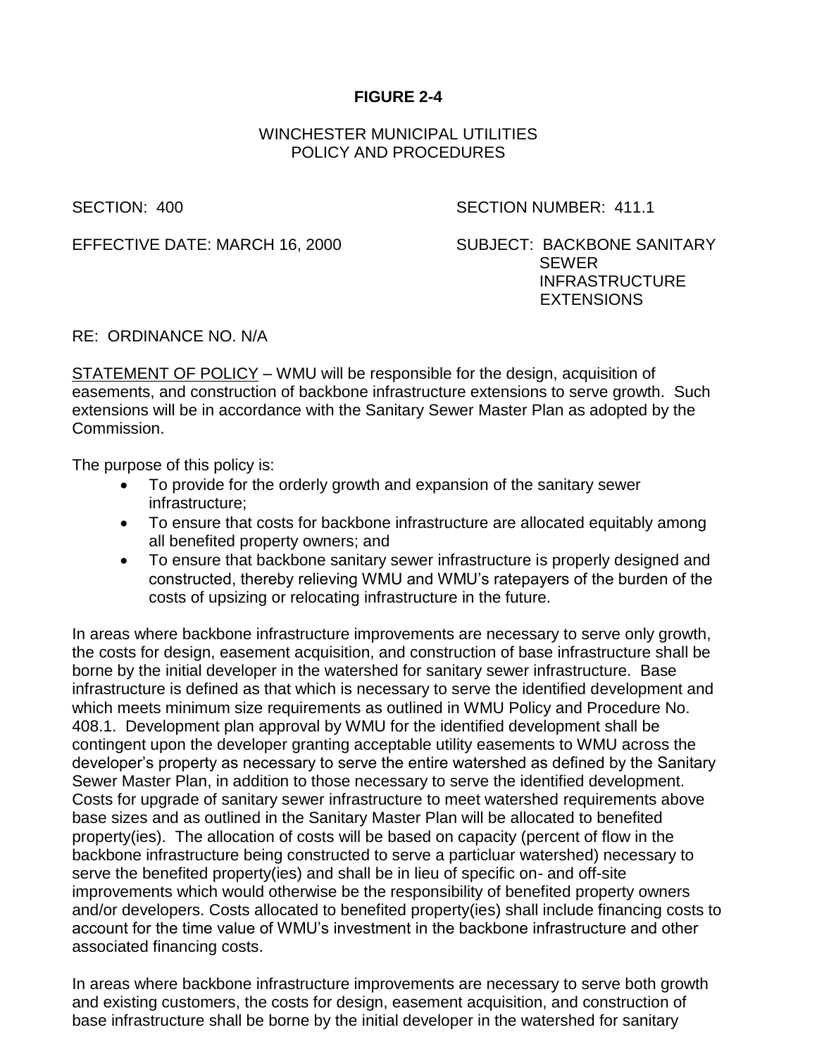**FIGURE 2-4**

WINCHESTER MUNICIPAL UTILITIES
POLICY AND PROCEDURES

SECTION: 400

SECTION NUMBER: 411.1

EFFECTIVE DATE: MARCH 16, 2000

SUBJECT: BACKBONE SANITARY SEWER INFRASTRUCTURE EXTENSIONS

RE: ORDINANCE NO. N/A

STATEMENT OF POLICY – WMU will be responsible for the design, acquisition of easements, and construction of backbone infrastructure extensions to serve growth. Such extensions will be in accordance with the Sanitary Sewer Master Plan as adopted by the Commission.

The purpose of this policy is:

- To provide for the orderly growth and expansion of the sanitary sewer infrastructure;
- To ensure that costs for backbone infrastructure are allocated equitably among all benefited property owners; and
- To ensure that backbone sanitary sewer infrastructure is properly designed and constructed, thereby relieving WMU and WMU's ratepayers of the burden of the costs of upsizing or relocating infrastructure in the future.

In areas where backbone infrastructure improvements are necessary to serve only growth, the costs for design, easement acquisition, and construction of base infrastructure shall be borne by the initial developer in the watershed for sanitary sewer infrastructure. Base infrastructure is defined as that which is necessary to serve the identified development and which meets minimum size requirements as outlined in WMU Policy and Procedure No. 408.1. Development plan approval by WMU for the identified development shall be contingent upon the developer granting acceptable utility easements to WMU across the developer's property as necessary to serve the entire watershed as defined by the Sanitary Sewer Master Plan, in addition to those necessary to serve the identified development. Costs for upgrade of sanitary sewer infrastructure to meet watershed requirements above base sizes and as outlined in the Sanitary Master Plan will be allocated to benefited property(ies). The allocation of costs will be based on capacity (percent of flow in the backbone infrastructure being constructed to serve a particluar watershed) necessary to serve the benefited property(ies) and shall be in lieu of specific on- and off-site improvements which would otherwise be the responsibility of benefited property owners and/or developers. Costs allocated to benefited property(ies) shall include financing costs to account for the time value of WMU's investment in the backbone infrastructure and other associated financing costs.

In areas where backbone infrastructure improvements are necessary to serve both growth and existing customers, the costs for design, easement acquisition, and construction of base infrastructure shall be borne by the initial developer in the watershed for sanitary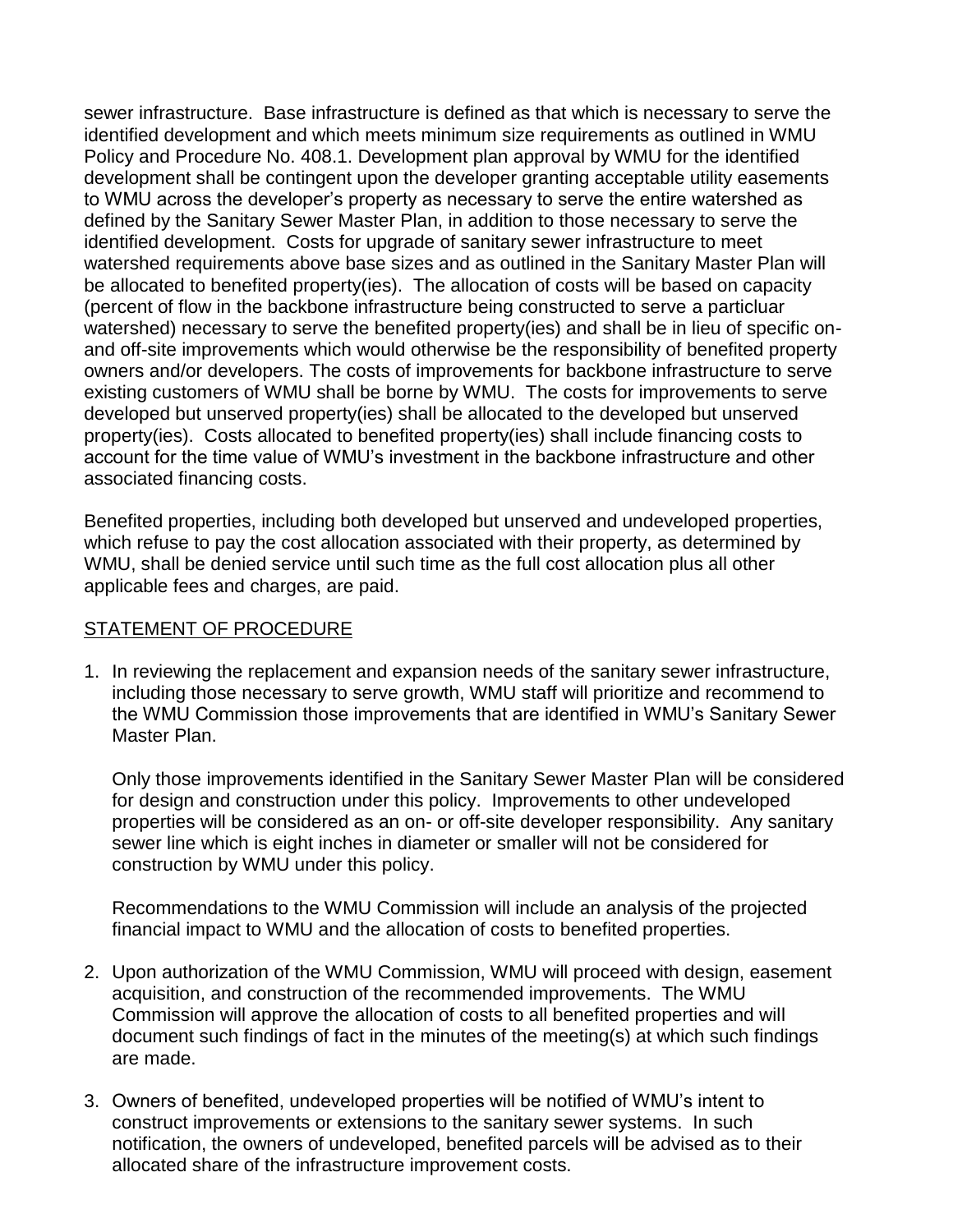sewer infrastructure. Base infrastructure is defined as that which is necessary to serve the identified development and which meets minimum size requirements as outlined in WMU Policy and Procedure No. 408.1. Development plan approval by WMU for the identified development shall be contingent upon the developer granting acceptable utility easements to WMU across the developer's property as necessary to serve the entire watershed as defined by the Sanitary Sewer Master Plan, in addition to those necessary to serve the identified development. Costs for upgrade of sanitary sewer infrastructure to meet watershed requirements above base sizes and as outlined in the Sanitary Master Plan will be allocated to benefited property(ies). The allocation of costs will be based on capacity (percent of flow in the backbone infrastructure being constructed to serve a particluar watershed) necessary to serve the benefited property(ies) and shall be in lieu of specific on- and off-site improvements which would otherwise be the responsibility of benefited property owners and/or developers. The costs of improvements for backbone infrastructure to serve existing customers of WMU shall be borne by WMU. The costs for improvements to serve developed but unserved property(ies) shall be allocated to the developed but unserved property(ies). Costs allocated to benefited property(ies) shall include financing costs to account for the time value of WMU's investment in the backbone infrastructure and other associated financing costs.

Benefited properties, including both developed but unserved and undeveloped properties, which refuse to pay the cost allocation associated with their property, as determined by WMU, shall be denied service until such time as the full cost allocation plus all other applicable fees and charges, are paid.

## STATEMENT OF PROCEDURE

1. In reviewing the replacement and expansion needs of the sanitary sewer infrastructure, including those necessary to serve growth, WMU staff will prioritize and recommend to the WMU Commission those improvements that are identified in WMU's Sanitary Sewer Master Plan.

   Only those improvements identified in the Sanitary Sewer Master Plan will be considered for design and construction under this policy. Improvements to other undeveloped properties will be considered as an on- or off-site developer responsibility. Any sanitary sewer line which is eight inches in diameter or smaller will not be considered for construction by WMU under this policy.

   Recommendations to the WMU Commission will include an analysis of the projected financial impact to WMU and the allocation of costs to benefited properties.

2. Upon authorization of the WMU Commission, WMU will proceed with design, easement acquisition, and construction of the recommended improvements. The WMU Commission will approve the allocation of costs to all benefited properties and will document such findings of fact in the minutes of the meeting(s) at which such findings are made.

3. Owners of benefited, undeveloped properties will be notified of WMU's intent to construct improvements or extensions to the sanitary sewer systems. In such notification, the owners of undeveloped, benefited parcels will be advised as to their allocated share of the infrastructure improvement costs.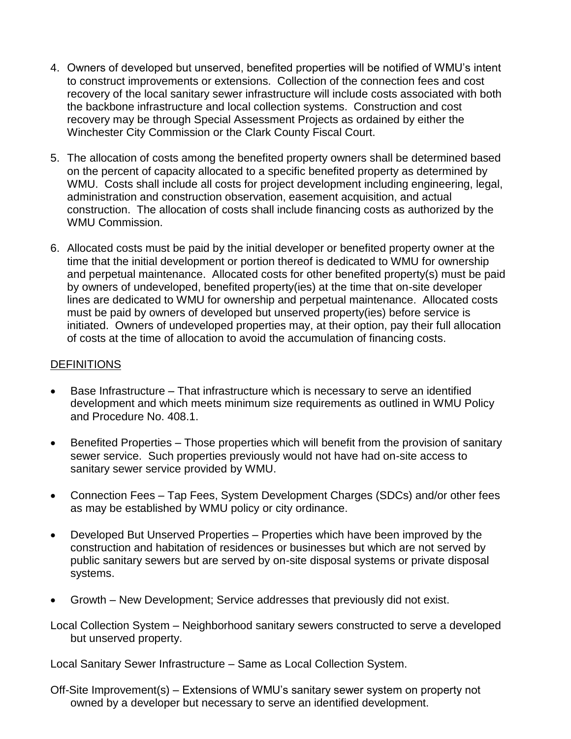4. Owners of developed but unserved, benefited properties will be notified of WMU's intent to construct improvements or extensions. Collection of the connection fees and cost recovery of the local sanitary sewer infrastructure will include costs associated with both the backbone infrastructure and local collection systems. Construction and cost recovery may be through Special Assessment Projects as ordained by either the Winchester City Commission or the Clark County Fiscal Court.

5. The allocation of costs among the benefited property owners shall be determined based on the percent of capacity allocated to a specific benefited property as determined by WMU. Costs shall include all costs for project development including engineering, legal, administration and construction observation, easement acquisition, and actual construction. The allocation of costs shall include financing costs as authorized by the WMU Commission.

6. Allocated costs must be paid by the initial developer or benefited property owner at the time that the initial development or portion thereof is dedicated to WMU for ownership and perpetual maintenance. Allocated costs for other benefited property(s) must be paid by owners of undeveloped, benefited property(ies) at the time that on-site developer lines are dedicated to WMU for ownership and perpetual maintenance. Allocated costs must be paid by owners of developed but unserved property(ies) before service is initiated. Owners of undeveloped properties may, at their option, pay their full allocation of costs at the time of allocation to avoid the accumulation of financing costs.

## DEFINITIONS

- Base Infrastructure – That infrastructure which is necessary to serve an identified development and which meets minimum size requirements as outlined in WMU Policy and Procedure No. 408.1.

- Benefited Properties – Those properties which will benefit from the provision of sanitary sewer service. Such properties previously would not have had on-site access to sanitary sewer service provided by WMU.

- Connection Fees – Tap Fees, System Development Charges (SDCs) and/or other fees as may be established by WMU policy or city ordinance.

- Developed But Unserved Properties – Properties which have been improved by the construction and habitation of residences or businesses but which are not served by public sanitary sewers but are served by on-site disposal systems or private disposal systems.

- Growth – New Development; Service addresses that previously did not exist.

Local Collection System – Neighborhood sanitary sewers constructed to serve a developed but unserved property.

Local Sanitary Sewer Infrastructure – Same as Local Collection System.

Off-Site Improvement(s) – Extensions of WMU's sanitary sewer system on property not owned by a developer but necessary to serve an identified development.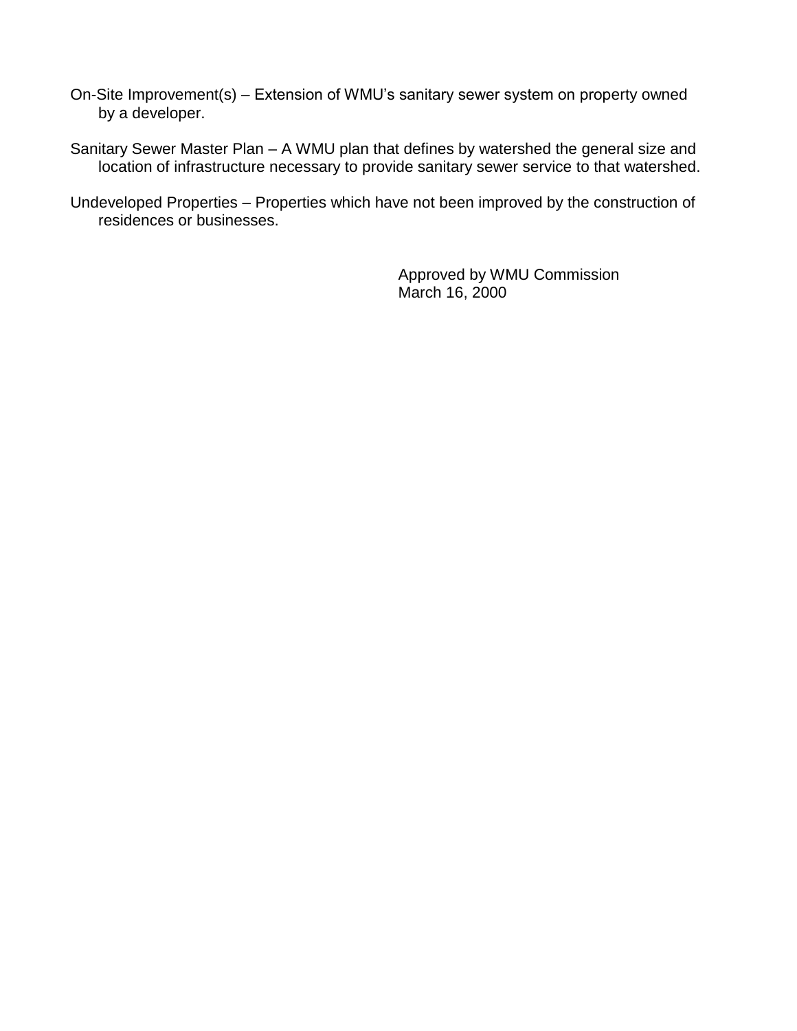On-Site Improvement(s) – Extension of WMU's sanitary sewer system on property owned by a developer.

Sanitary Sewer Master Plan – A WMU plan that defines by watershed the general size and location of infrastructure necessary to provide sanitary sewer service to that watershed.

Undeveloped Properties – Properties which have not been improved by the construction of residences or businesses.

Approved by WMU Commission
March 16, 2000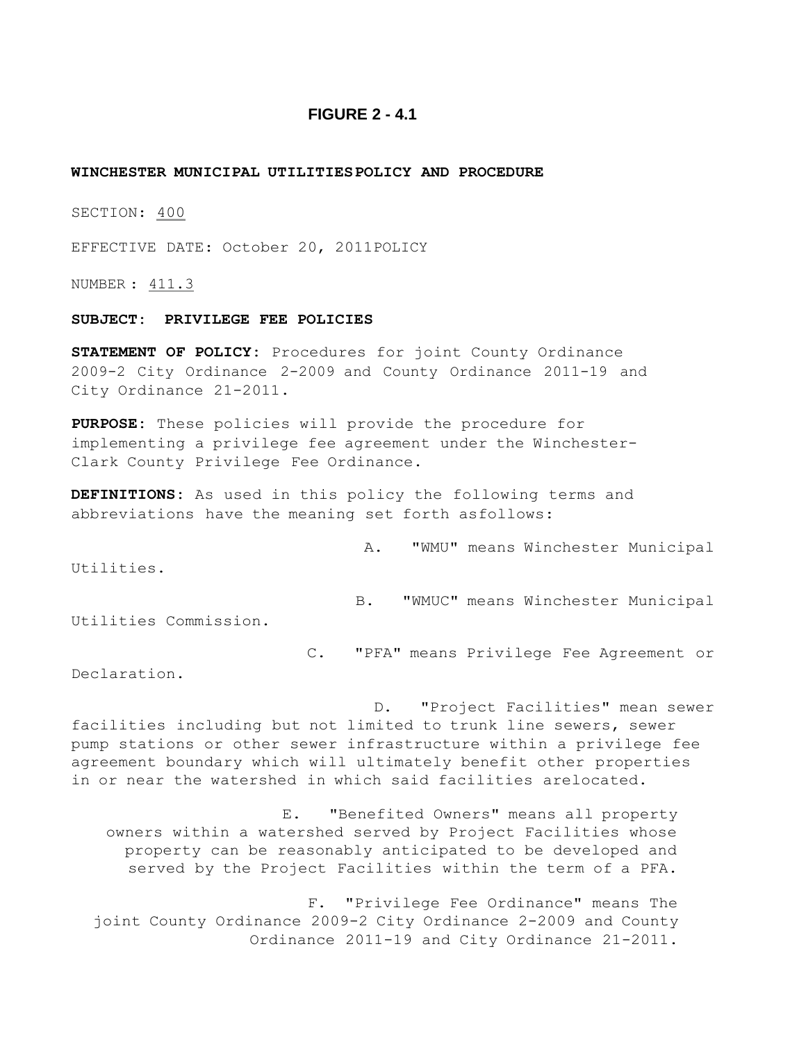# FIGURE 2 - 4.1

**WINCHESTER MUNICIPAL UTILITIES POLICY AND PROCEDURE**

SECTION: 400

EFFECTIVE DATE: October 20, 2011POLICY

NUMBER : 411.3

**SUBJECT: PRIVILEGE FEE POLICIES**

**STATEMENT OF POLICY:** Procedures for joint County Ordinance 2009-2 City Ordinance 2-2009 and County Ordinance 2011-19 and City Ordinance 21-2011.

**PURPOSE:** These policies will provide the procedure for implementing a privilege fee agreement under the Winchester-Clark County Privilege Fee Ordinance.

**DEFINITIONS:** As used in this policy the following terms and abbreviations have the meaning set forth asfollows:

A. "WMU" means Winchester Municipal Utilities.

B. "WMUC" means Winchester Municipal Utilities Commission.

C. "PFA" means Privilege Fee Agreement or Declaration.

D. "Project Facilities" mean sewer facilities including but not limited to trunk line sewers, sewer pump stations or other sewer infrastructure within a privilege fee agreement boundary which will ultimately benefit other properties in or near the watershed in which said facilities arelocated.

E. "Benefited Owners" means all property owners within a watershed served by Project Facilities whose property can be reasonably anticipated to be developed and served by the Project Facilities within the term of a PFA.

F. "Privilege Fee Ordinance" means The joint County Ordinance 2009-2 City Ordinance 2-2009 and County Ordinance 2011-19 and City Ordinance 21-2011.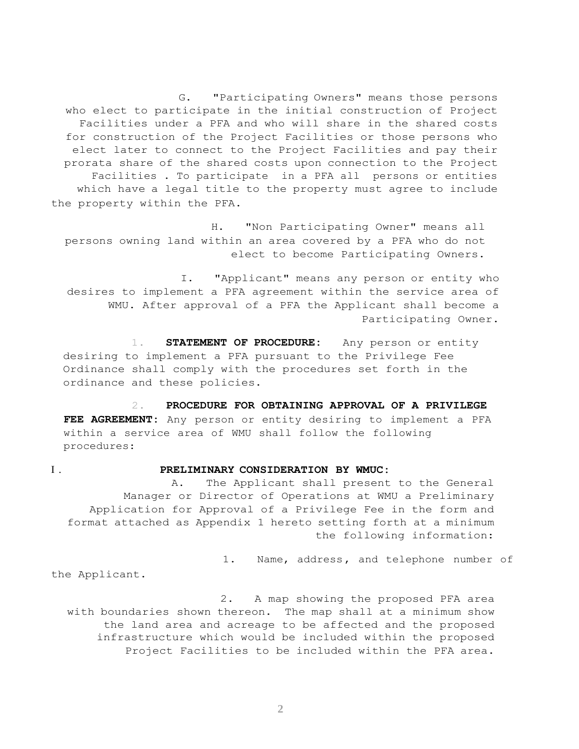G. "Participating Owners" means those persons who elect to participate in the initial construction of Project Facilities under a PFA and who will share in the shared costs for construction of the Project Facilities or those persons who elect later to connect to the Project Facilities and pay their prorata share of the shared costs upon connection to the Project Facilities . To participate in a PFA all persons or entities which have a legal title to the property must agree to include the property within the PFA.

H. "Non Participating Owner" means all persons owning land within an area covered by a PFA who do not elect to become Participating Owners.

I. "Applicant" means any person or entity who desires to implement a PFA agreement within the service area of WMU. After approval of a PFA the Applicant shall become a Participating Owner.

1. **STATEMENT OF PROCEDURE:** Any person or entity desiring to implement a PFA pursuant to the Privilege Fee Ordinance shall comply with the procedures set forth in the ordinance and these policies.

2. **PROCEDURE FOR OBTAINING APPROVAL OF A PRIVILEGE FEE AGREEMENT:** Any person or entity desiring to implement a PFA within a service area of WMU shall follow the following procedures:

I. **PRELIMINARY CONSIDERATION BY WMUC:**

A. The Applicant shall present to the General Manager or Director of Operations at WMU a Preliminary Application for Approval of a Privilege Fee in the form and format attached as Appendix 1 hereto setting forth at a minimum the following information:

1. Name, address, and telephone number of the Applicant.

2. A map showing the proposed PFA area with boundaries shown thereon. The map shall at a minimum show the land area and acreage to be affected and the proposed infrastructure which would be included within the proposed Project Facilities to be included within the PFA area.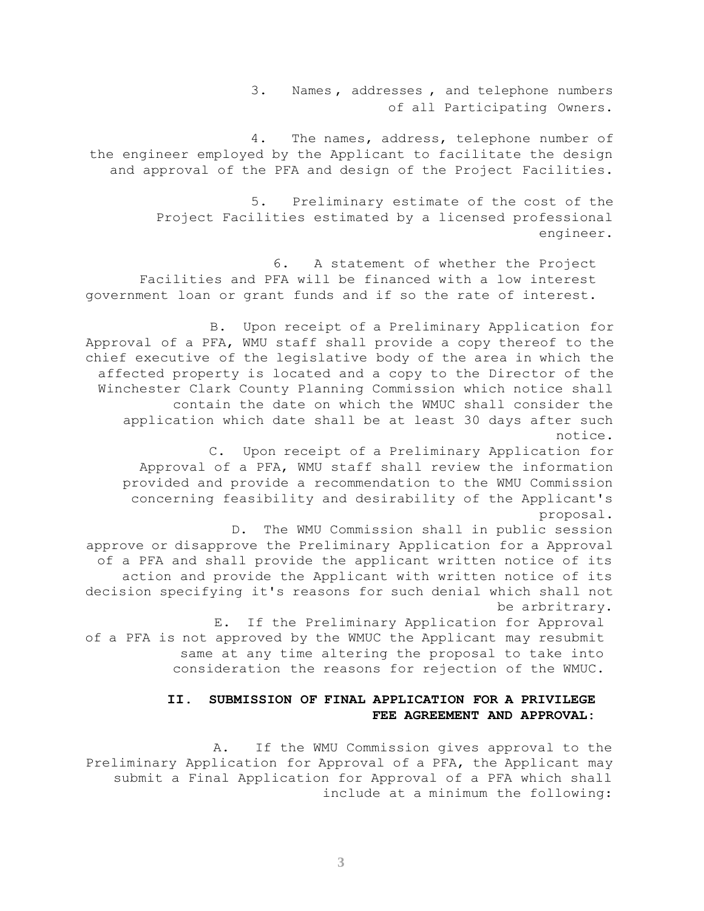3. Names , addresses , and telephone numbers of all Participating Owners.

4. The names, address, telephone number of the engineer employed by the Applicant to facilitate the design and approval of the PFA and design of the Project Facilities.

5. Preliminary estimate of the cost of the Project Facilities estimated by a licensed professional engineer.

6. A statement of whether the Project Facilities and PFA will be financed with a low interest government loan or grant funds and if so the rate of interest.

B. Upon receipt of a Preliminary Application for Approval of a PFA, WMU staff shall provide a copy thereof to the chief executive of the legislative body of the area in which the affected property is located and a copy to the Director of the Winchester Clark County Planning Commission which notice shall contain the date on which the WMUC shall consider the application which date shall be at least 30 days after such notice.

C. Upon receipt of a Preliminary Application for Approval of a PFA, WMU staff shall review the information provided and provide a recommendation to the WMU Commission concerning feasibility and desirability of the Applicant's proposal.

D. The WMU Commission shall in public session approve or disapprove the Preliminary Application for a Approval of a PFA and shall provide the applicant written notice of its action and provide the Applicant with written notice of its decision specifying it's reasons for such denial which shall not be arbitrary.

E. If the Preliminary Application for Approval of a PFA is not approved by the WMUC the Applicant may resubmit same at any time altering the proposal to take into consideration the reasons for rejection of the WMUC.

## II. SUBMISSION OF FINAL APPLICATION FOR A PRIVILEGE FEE AGREEMENT AND APPROVAL:

A. If the WMU Commission gives approval to the Preliminary Application for Approval of a PFA, the Applicant may submit a Final Application for Approval of a PFA which shall include at a minimum the following: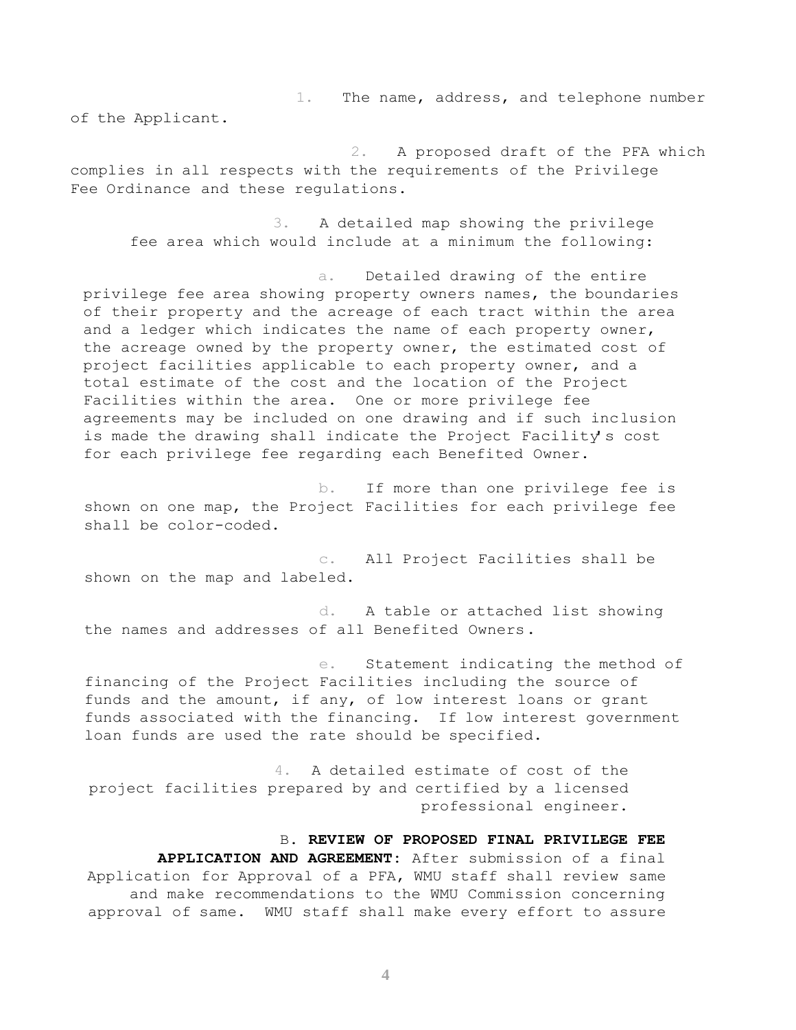1. The name, address, and telephone number of the Applicant.

2. A proposed draft of the PFA which complies in all respects with the requirements of the Privilege Fee Ordinance and these regulations.

3. A detailed map showing the privilege fee area which would include at a minimum the following:

   a. Detailed drawing of the entire privilege fee area showing property owners names, the boundaries of their property and the acreage of each tract within the area and a ledger which indicates the name of each property owner, the acreage owned by the property owner, the estimated cost of project facilities applicable to each property owner, and a total estimate of the cost and the location of the Project Facilities within the area. One or more privilege fee agreements may be included on one drawing and if such inclusion is made the drawing shall indicate the Project Facility's cost for each privilege fee regarding each Benefited Owner.

   b. If more than one privilege fee is shown on one map, the Project Facilities for each privilege fee shall be color-coded.

   c. All Project Facilities shall be shown on the map and labeled.

   d. A table or attached list showing the names and addresses of all Benefited Owners.

   e. Statement indicating the method of financing of the Project Facilities including the source of funds and the amount, if any, of low interest loans or grant funds associated with the financing. If low interest government loan funds are used the rate should be specified.

4. A detailed estimate of cost of the project facilities prepared by and certified by a licensed professional engineer.

B. **REVIEW OF PROPOSED FINAL PRIVILEGE FEE APPLICATION AND AGREEMENT:** After submission of a final Application for Approval of a PFA, WMU staff shall review same and make recommendations to the WMU Commission concerning approval of same. WMU staff shall make every effort to assure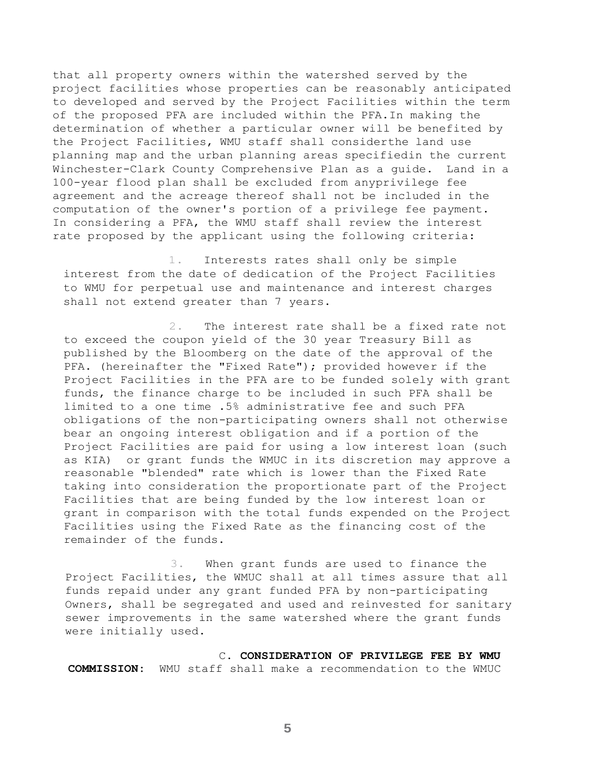that all property owners within the watershed served by the project facilities whose properties can be reasonably anticipated to developed and served by the Project Facilities within the term of the proposed PFA are included within the PFA.In making the determination of whether a particular owner will be benefited by the Project Facilities, WMU staff shall considerthe land use planning map and the urban planning areas specifiedin the current Winchester-Clark County Comprehensive Plan as a guide. Land in a 100-year flood plan shall be excluded from anyprivilege fee agreement and the acreage thereof shall not be included in the computation of the owner's portion of a privilege fee payment. In considering a PFA, the WMU staff shall review the interest rate proposed by the applicant using the following criteria:

1. Interests rates shall only be simple interest from the date of dedication of the Project Facilities to WMU for perpetual use and maintenance and interest charges shall not extend greater than 7 years.

2. The interest rate shall be a fixed rate not to exceed the coupon yield of the 30 year Treasury Bill as published by the Bloomberg on the date of the approval of the PFA. (hereinafter the "Fixed Rate"); provided however if the Project Facilities in the PFA are to be funded solely with grant funds, the finance charge to be included in such PFA shall be limited to a one time .5% administrative fee and such PFA obligations of the non-participating owners shall not otherwise bear an ongoing interest obligation and if a portion of the Project Facilities are paid for using a low interest loan (such as KIA) or grant funds the WMUC in its discretion may approve a reasonable "blended" rate which is lower than the Fixed Rate taking into consideration the proportionate part of the Project Facilities that are being funded by the low interest loan or grant in comparison with the total funds expended on the Project Facilities using the Fixed Rate as the financing cost of the remainder of the funds.

3. When grant funds are used to finance the Project Facilities, the WMUC shall at all times assure that all funds repaid under any grant funded PFA by non-participating Owners, shall be segregated and used and reinvested for sanitary sewer improvements in the same watershed where the grant funds were initially used.

C. **CONSIDERATION OF PRIVILEGE FEE BY WMU COMMISSION:** WMU staff shall make a recommendation to the WMUC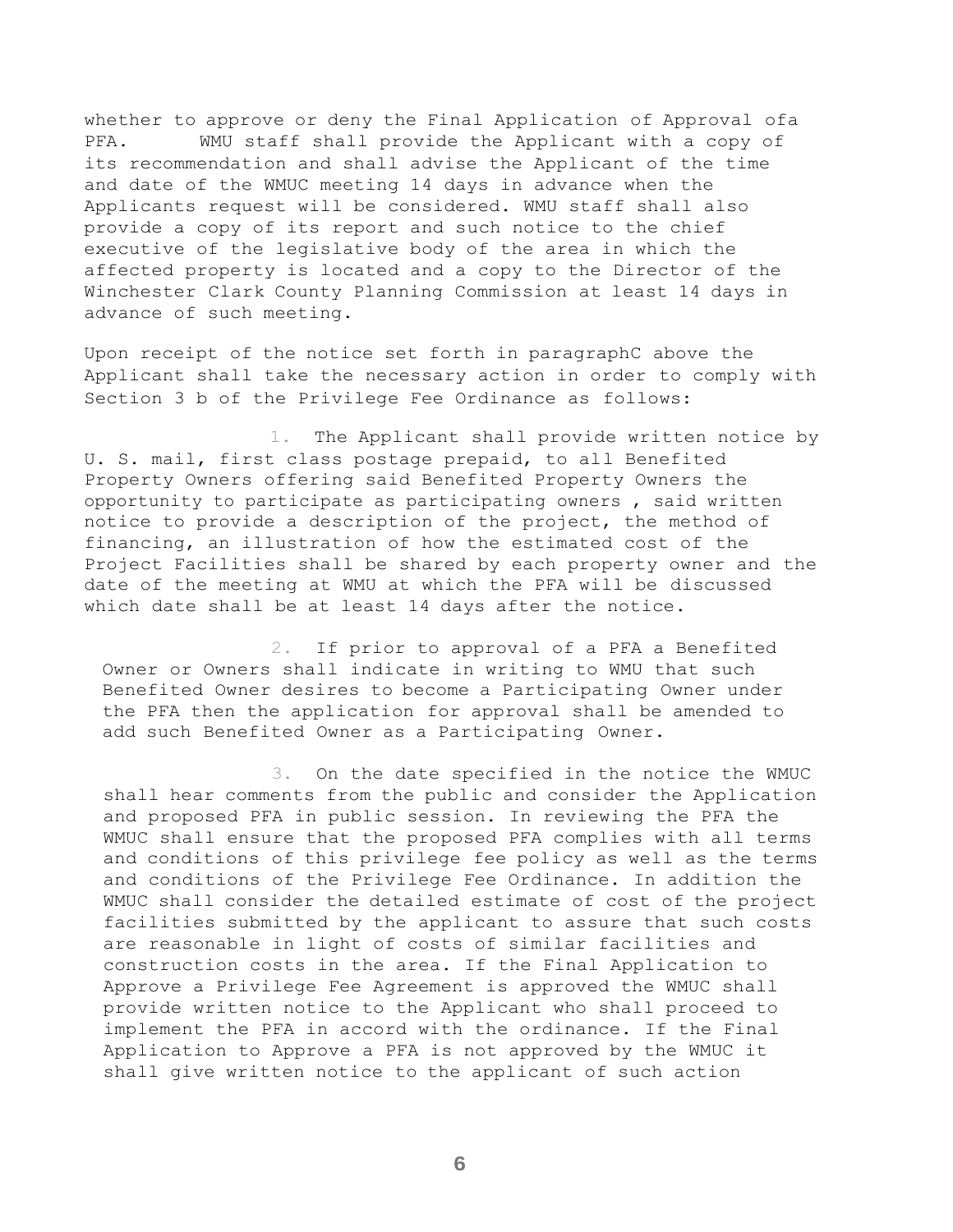whether to approve or deny the Final Application of Approval ofa PFA. WMU staff shall provide the Applicant with a copy of its recommendation and shall advise the Applicant of the time and date of the WMUC meeting 14 days in advance when the Applicants request will be considered. WMU staff shall also provide a copy of its report and such notice to the chief executive of the legislative body of the area in which the affected property is located and a copy to the Director of the Winchester Clark County Planning Commission at least 14 days in advance of such meeting.

Upon receipt of the notice set forth in paragraphC above the Applicant shall take the necessary action in order to comply with Section 3 b of the Privilege Fee Ordinance as follows:

1. The Applicant shall provide written notice by U. S. mail, first class postage prepaid, to all Benefited Property Owners offering said Benefited Property Owners the opportunity to participate as participating owners , said written notice to provide a description of the project, the method of financing, an illustration of how the estimated cost of the Project Facilities shall be shared by each property owner and the date of the meeting at WMU at which the PFA will be discussed which date shall be at least 14 days after the notice.

2. If prior to approval of a PFA a Benefited Owner or Owners shall indicate in writing to WMU that such Benefited Owner desires to become a Participating Owner under the PFA then the application for approval shall be amended to add such Benefited Owner as a Participating Owner.

3. On the date specified in the notice the WMUC shall hear comments from the public and consider the Application and proposed PFA in public session. In reviewing the PFA the WMUC shall ensure that the proposed PFA complies with all terms and conditions of this privilege fee policy as well as the terms and conditions of the Privilege Fee Ordinance. In addition the WMUC shall consider the detailed estimate of cost of the project facilities submitted by the applicant to assure that such costs are reasonable in light of costs of similar facilities and construction costs in the area. If the Final Application to Approve a Privilege Fee Agreement is approved the WMUC shall provide written notice to the Applicant who shall proceed to implement the PFA in accord with the ordinance. If the Final Application to Approve a PFA is not approved by the WMUC it shall give written notice to the applicant of such action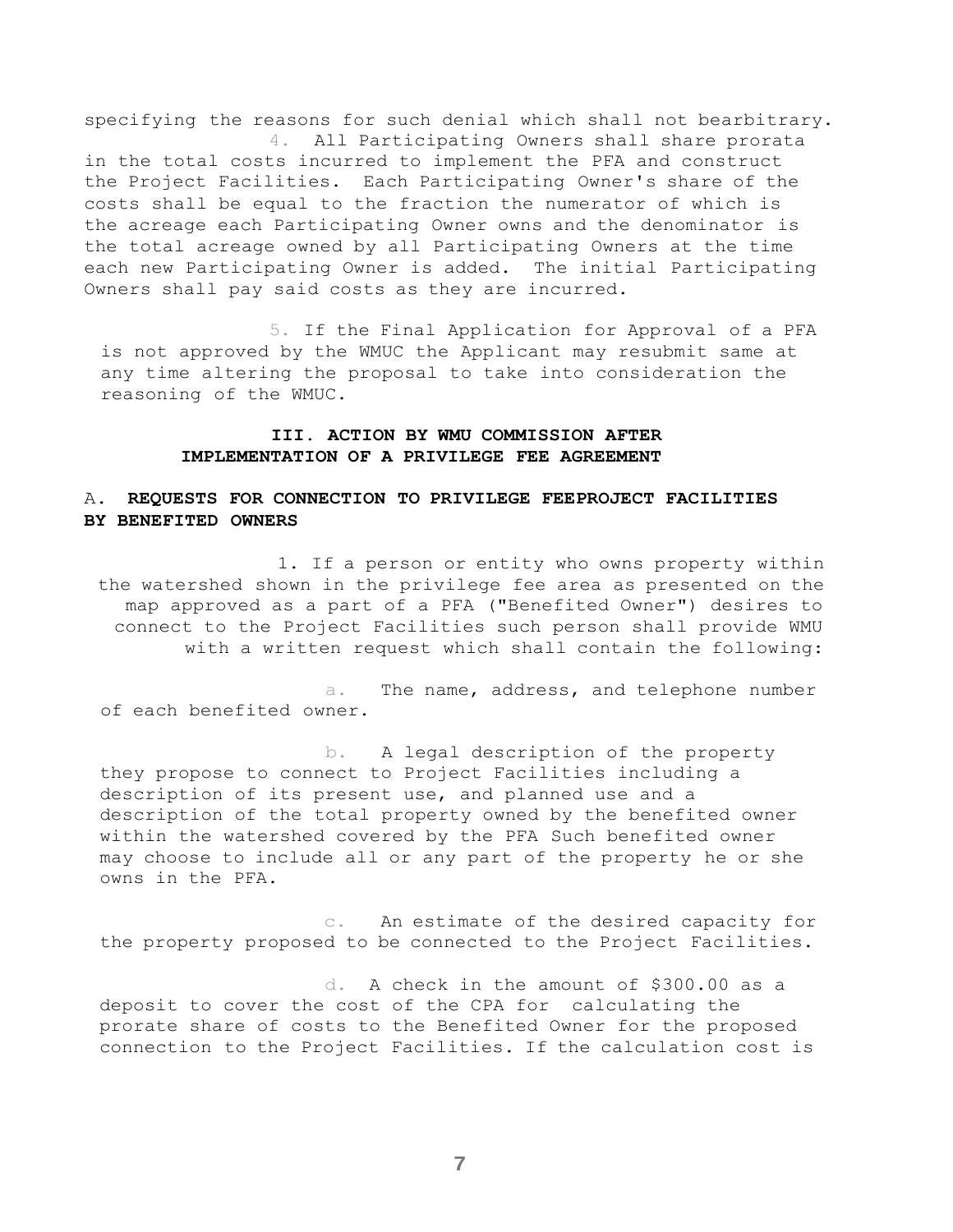specifying the reasons for such denial which shall not bearbitrary.

4. All Participating Owners shall share prorata in the total costs incurred to implement the PFA and construct the Project Facilities. Each Participating Owner's share of the costs shall be equal to the fraction the numerator of which is the acreage each Participating Owner owns and the denominator is the total acreage owned by all Participating Owners at the time each new Participating Owner is added. The initial Participating Owners shall pay said costs as they are incurred.

5. If the Final Application for Approval of a PFA is not approved by the WMUC the Applicant may resubmit same at any time altering the proposal to take into consideration the reasoning of the WMUC.

## III. ACTION BY WMU COMMISSION AFTER IMPLEMENTATION OF A PRIVILEGE FEE AGREEMENT

### A. REQUESTS FOR CONNECTION TO PRIVILEGE FEEPROJECT FACILITIES BY BENEFITED OWNERS

1. If a person or entity who owns property within the watershed shown in the privilege fee area as presented on the map approved as a part of a PFA ("Benefited Owner") desires to connect to the Project Facilities such person shall provide WMU with a written request which shall contain the following:

a. The name, address, and telephone number of each benefited owner.

b. A legal description of the property they propose to connect to Project Facilities including a description of its present use, and planned use and a description of the total property owned by the benefited owner within the watershed covered by the PFA Such benefited owner may choose to include all or any part of the property he or she owns in the PFA.

c. An estimate of the desired capacity for the property proposed to be connected to the Project Facilities.

d. A check in the amount of $300.00 as a deposit to cover the cost of the CPA for calculating the prorate share of costs to the Benefited Owner for the proposed connection to the Project Facilities. If the calculation cost is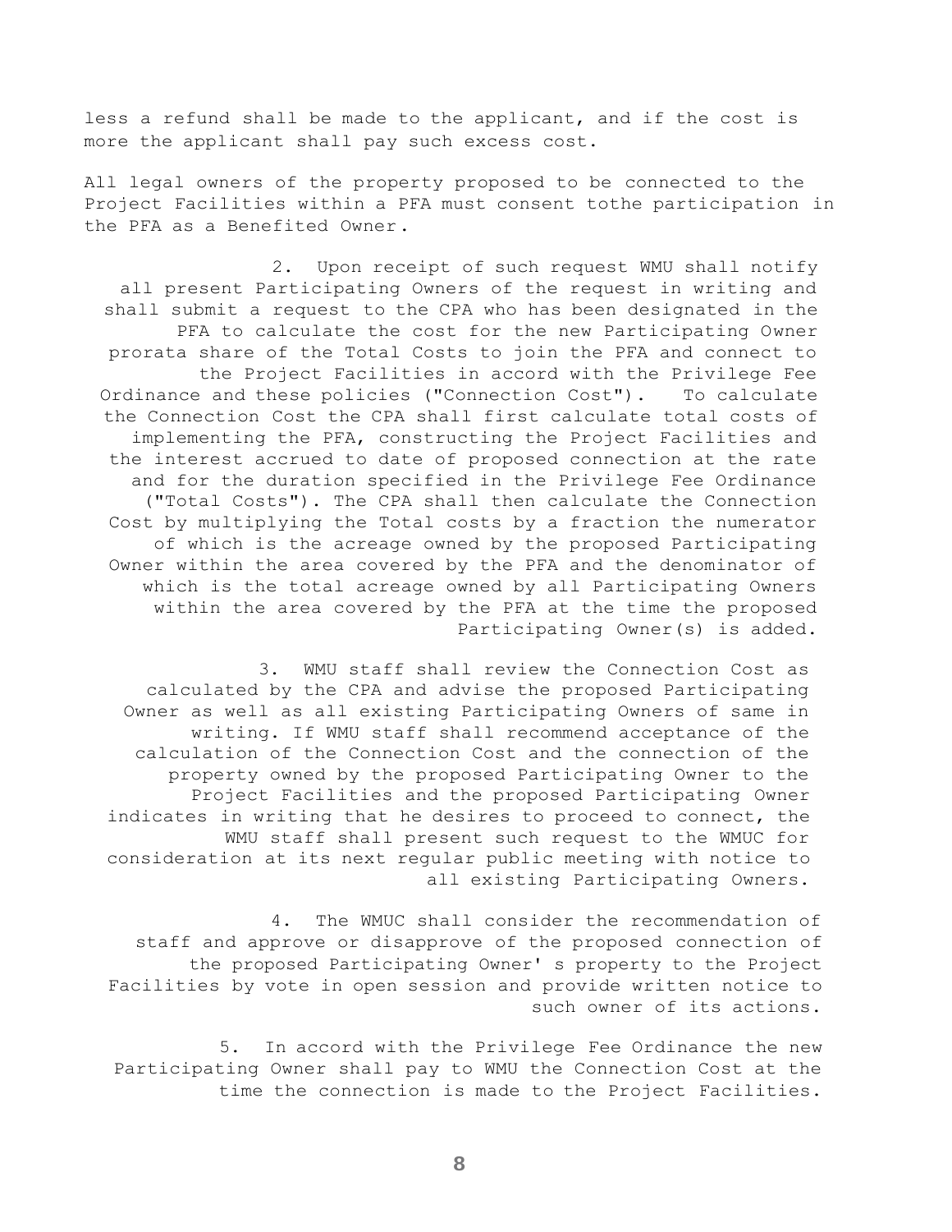less a refund shall be made to the applicant, and if the cost is more the applicant shall pay such excess cost.

All legal owners of the property proposed to be connected to the Project Facilities within a PFA must consent tothe participation in the PFA as a Benefited Owner.

2. Upon receipt of such request WMU shall notify all present Participating Owners of the request in writing and shall submit a request to the CPA who has been designated in the PFA to calculate the cost for the new Participating Owner prorata share of the Total Costs to join the PFA and connect to the Project Facilities in accord with the Privilege Fee Ordinance and these policies ("Connection Cost"). To calculate the Connection Cost the CPA shall first calculate total costs of implementing the PFA, constructing the Project Facilities and the interest accrued to date of proposed connection at the rate and for the duration specified in the Privilege Fee Ordinance ("Total Costs"). The CPA shall then calculate the Connection Cost by multiplying the Total costs by a fraction the numerator of which is the acreage owned by the proposed Participating Owner within the area covered by the PFA and the denominator of which is the total acreage owned by all Participating Owners within the area covered by the PFA at the time the proposed Participating Owner(s) is added.

3. WMU staff shall review the Connection Cost as calculated by the CPA and advise the proposed Participating Owner as well as all existing Participating Owners of same in writing. If WMU staff shall recommend acceptance of the calculation of the Connection Cost and the connection of the property owned by the proposed Participating Owner to the Project Facilities and the proposed Participating Owner indicates in writing that he desires to proceed to connect, the WMU staff shall present such request to the WMUC for consideration at its next regular public meeting with notice to all existing Participating Owners.

4. The WMUC shall consider the recommendation of staff and approve or disapprove of the proposed connection of the proposed Participating Owner' s property to the Project Facilities by vote in open session and provide written notice to such owner of its actions.

5. In accord with the Privilege Fee Ordinance the new Participating Owner shall pay to WMU the Connection Cost at the time the connection is made to the Project Facilities.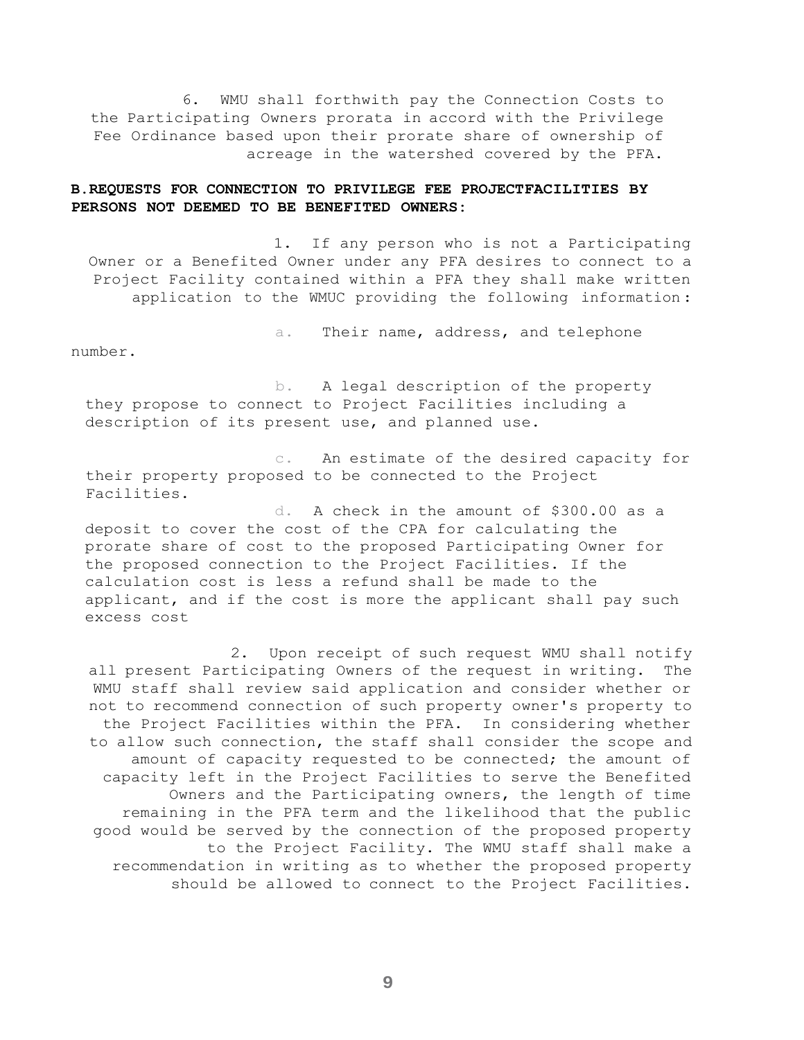6. WMU shall forthwith pay the Connection Costs to the Participating Owners prorata in accord with the Privilege Fee Ordinance based upon their prorate share of ownership of acreage in the watershed covered by the PFA.

**B.REQUESTS FOR CONNECTION TO PRIVILEGE FEE PROJECTFACILITIES BY PERSONS NOT DEEMED TO BE BENEFITED OWNERS:**

1. If any person who is not a Participating Owner or a Benefited Owner under any PFA desires to connect to a Project Facility contained within a PFA they shall make written application to the WMUC providing the following information:

a. Their name, address, and telephone number.

b. A legal description of the property they propose to connect to Project Facilities including a description of its present use, and planned use.

c. An estimate of the desired capacity for their property proposed to be connected to the Project Facilities.

d. A check in the amount of $300.00 as a deposit to cover the cost of the CPA for calculating the prorate share of cost to the proposed Participating Owner for the proposed connection to the Project Facilities. If the calculation cost is less a refund shall be made to the applicant, and if the cost is more the applicant shall pay such excess cost

2. Upon receipt of such request WMU shall notify all present Participating Owners of the request in writing. The WMU staff shall review said application and consider whether or not to recommend connection of such property owner's property to the Project Facilities within the PFA. In considering whether to allow such connection, the staff shall consider the scope and amount of capacity requested to be connected; the amount of capacity left in the Project Facilities to serve the Benefited Owners and the Participating owners, the length of time remaining in the PFA term and the likelihood that the public good would be served by the connection of the proposed property to the Project Facility. The WMU staff shall make a recommendation in writing as to whether the proposed property should be allowed to connect to the Project Facilities.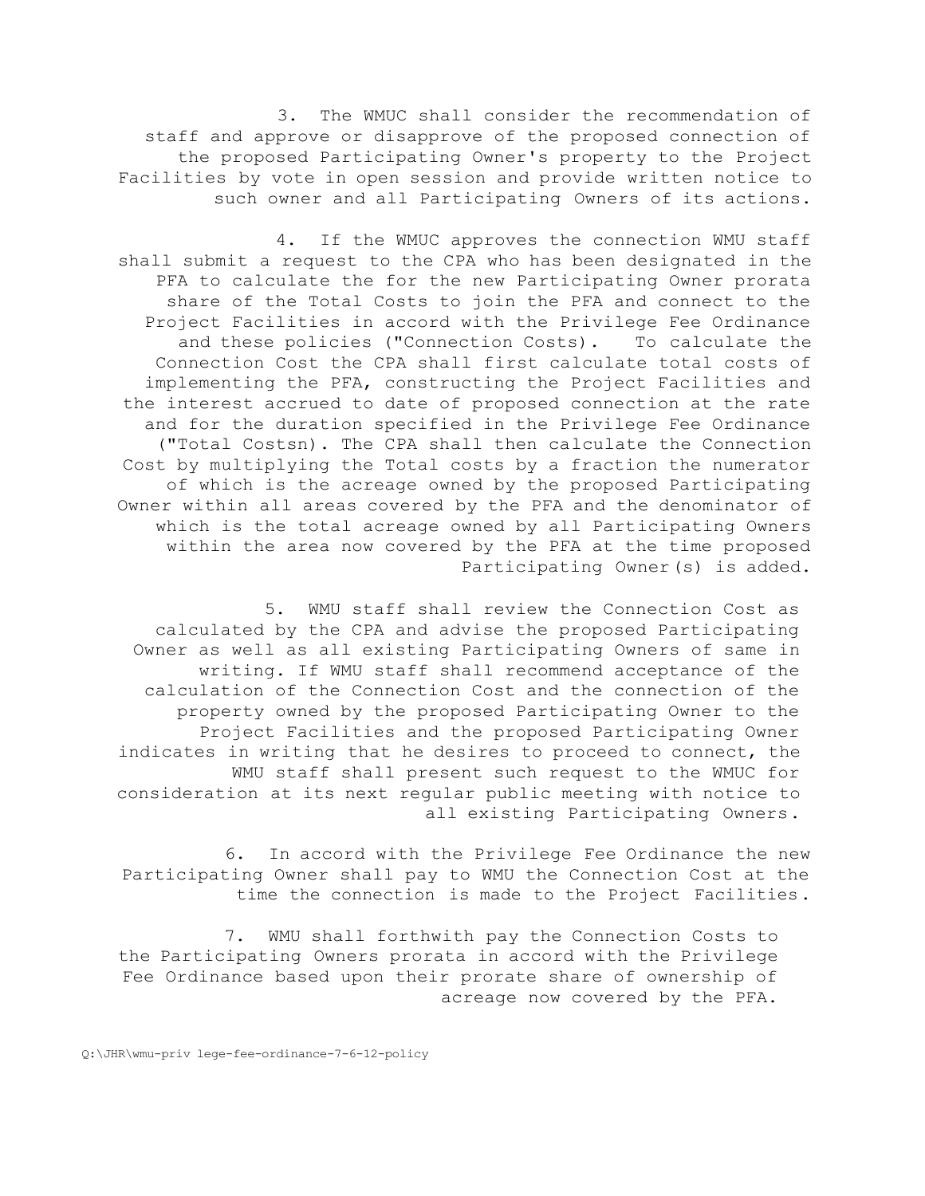3. The WMUC shall consider the recommendation of staff and approve or disapprove of the proposed connection of the proposed Participating Owner's property to the Project Facilities by vote in open session and provide written notice to such owner and all Participating Owners of its actions.

4. If the WMUC approves the connection WMU staff shall submit a request to the CPA who has been designated in the PFA to calculate the for the new Participating Owner prorata share of the Total Costs to join the PFA and connect to the Project Facilities in accord with the Privilege Fee Ordinance and these policies ("Connection Costs). To calculate the Connection Cost the CPA shall first calculate total costs of implementing the PFA, constructing the Project Facilities and the interest accrued to date of proposed connection at the rate and for the duration specified in the Privilege Fee Ordinance ("Total Costsn). The CPA shall then calculate the Connection Cost by multiplying the Total costs by a fraction the numerator of which is the acreage owned by the proposed Participating Owner within all areas covered by the PFA and the denominator of which is the total acreage owned by all Participating Owners within the area now covered by the PFA at the time proposed Participating Owner(s) is added.

5. WMU staff shall review the Connection Cost as calculated by the CPA and advise the proposed Participating Owner as well as all existing Participating Owners of same in writing. If WMU staff shall recommend acceptance of the calculation of the Connection Cost and the connection of the property owned by the proposed Participating Owner to the Project Facilities and the proposed Participating Owner indicates in writing that he desires to proceed to connect, the WMU staff shall present such request to the WMUC for consideration at its next regular public meeting with notice to all existing Participating Owners.

6. In accord with the Privilege Fee Ordinance the new Participating Owner shall pay to WMU the Connection Cost at the time the connection is made to the Project Facilities.

7. WMU shall forthwith pay the Connection Costs to the Participating Owners prorata in accord with the Privilege Fee Ordinance based upon their prorate share of ownership of acreage now covered by the PFA.

Q:\JHR\wmu-priv lege-fee-ordinance-7-6-12-policy